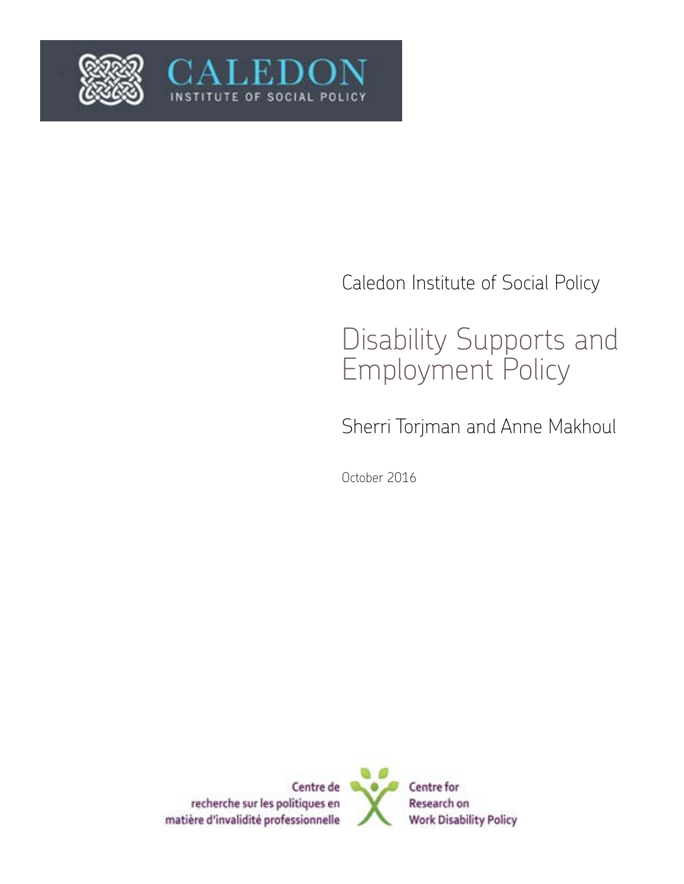CALEDON
INSTITUTE OF SOCIAL POLICY

Caledon Institute of Social Policy

# Disability Supports and Employment Policy

Sherri Torjman and Anne Makhoul

October 2016

Centre de recherche sur les politiques en matière d'invalidité professionnelle

Centre for Research on Work Disability Policy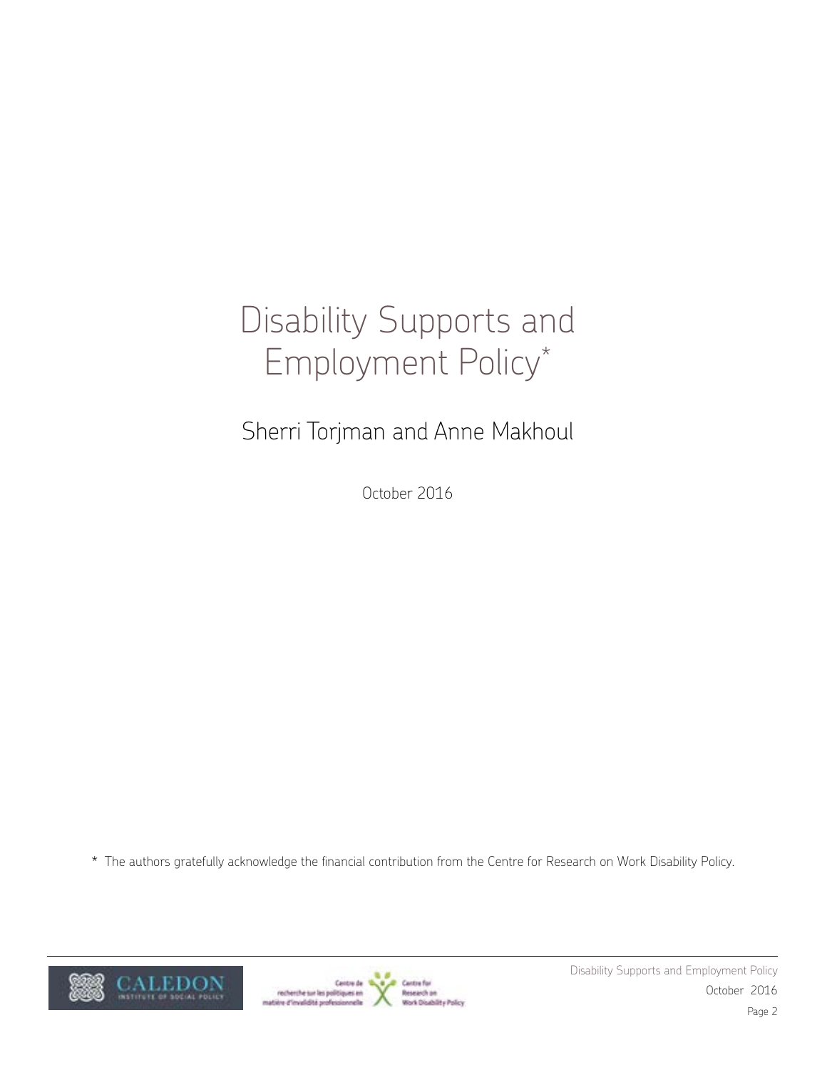# Disability Supports and Employment Policy*

Sherri Torjman and Anne Makhoul

October 2016

\* The authors gratefully acknowledge the financial contribution from the Centre for Research on Work Disability Policy.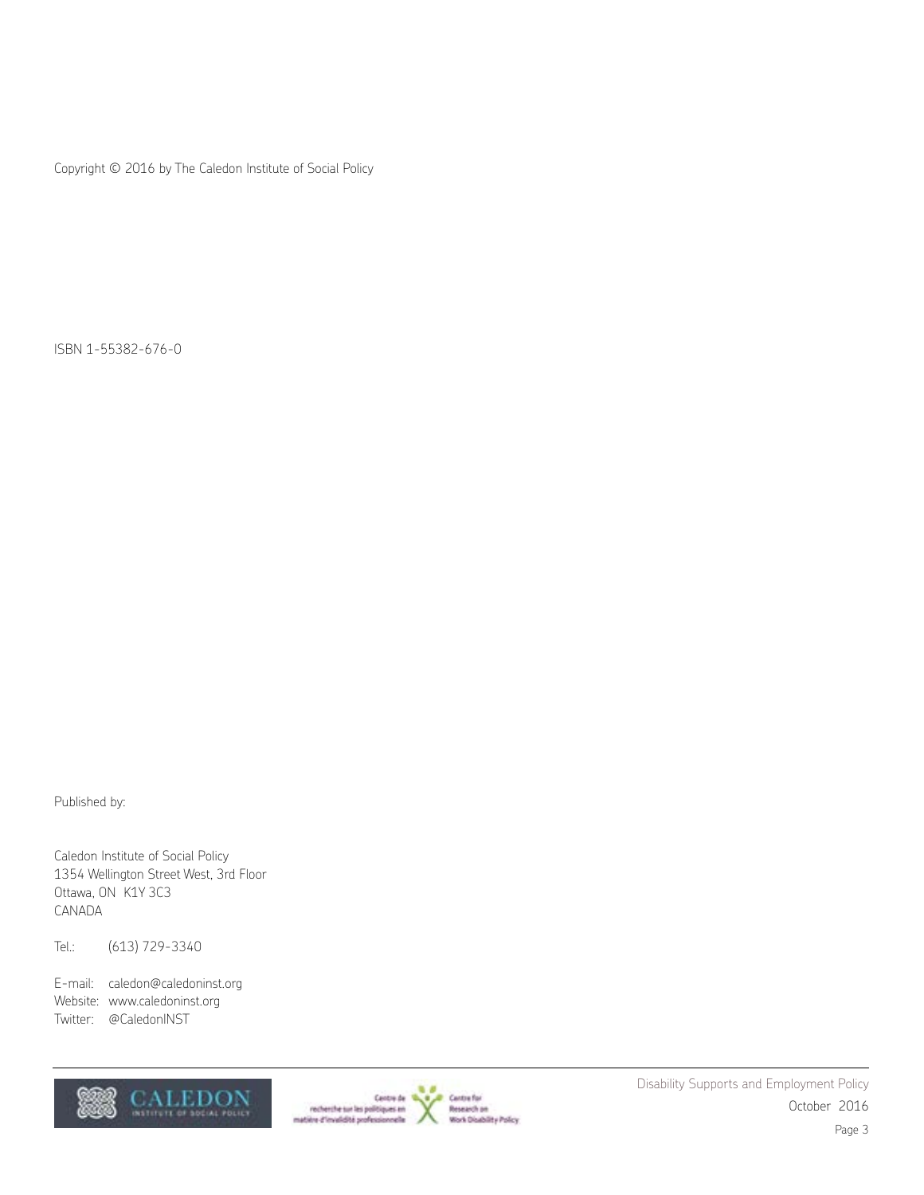Copyright © 2016 by The Caledon Institute of Social Policy

ISBN 1-55382-676-0

Published by:

Caledon Institute of Social Policy
1354 Wellington Street West, 3rd Floor
Ottawa, ON K1Y 3C3
CANADA

Tel.: (613) 729-3340

E-mail: caledon@caledoninst.org
Website: www.caledoninst.org
Twitter: @CaledonINST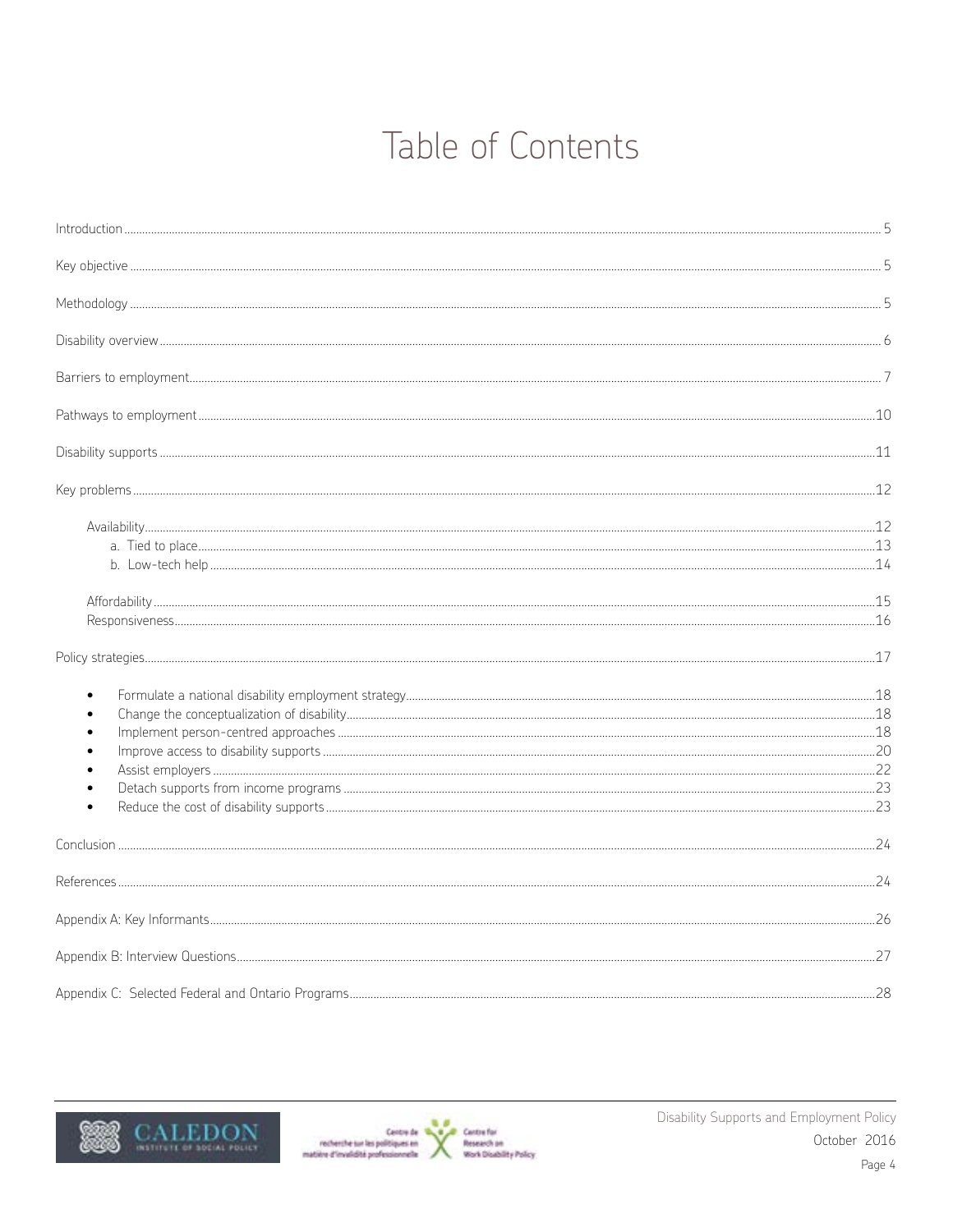# Table of Contents

Introduction ..... 5

Key objective ..... 5

Methodology ..... 5

Disability overview ..... 6

Barriers to employment ..... 7

Pathways to employment ..... 10

Disability supports ..... 11

Key problems ..... 12

- Availability ..... 12
  - a. Tied to place ..... 13
  - b. Low-tech help ..... 14
- Affordability ..... 15
- Responsiveness ..... 16

Policy strategies ..... 17

- Formulate a national disability employment strategy ..... 18
- Change the conceptualization of disability ..... 18
- Implement person-centred approaches ..... 18
- Improve access to disability supports ..... 20
- Assist employers ..... 22
- Detach supports from income programs ..... 23
- Reduce the cost of disability supports ..... 23

Conclusion ..... 24

References ..... 24

Appendix A: Key Informants ..... 26

Appendix B: Interview Questions ..... 27

Appendix C: Selected Federal and Ontario Programs ..... 28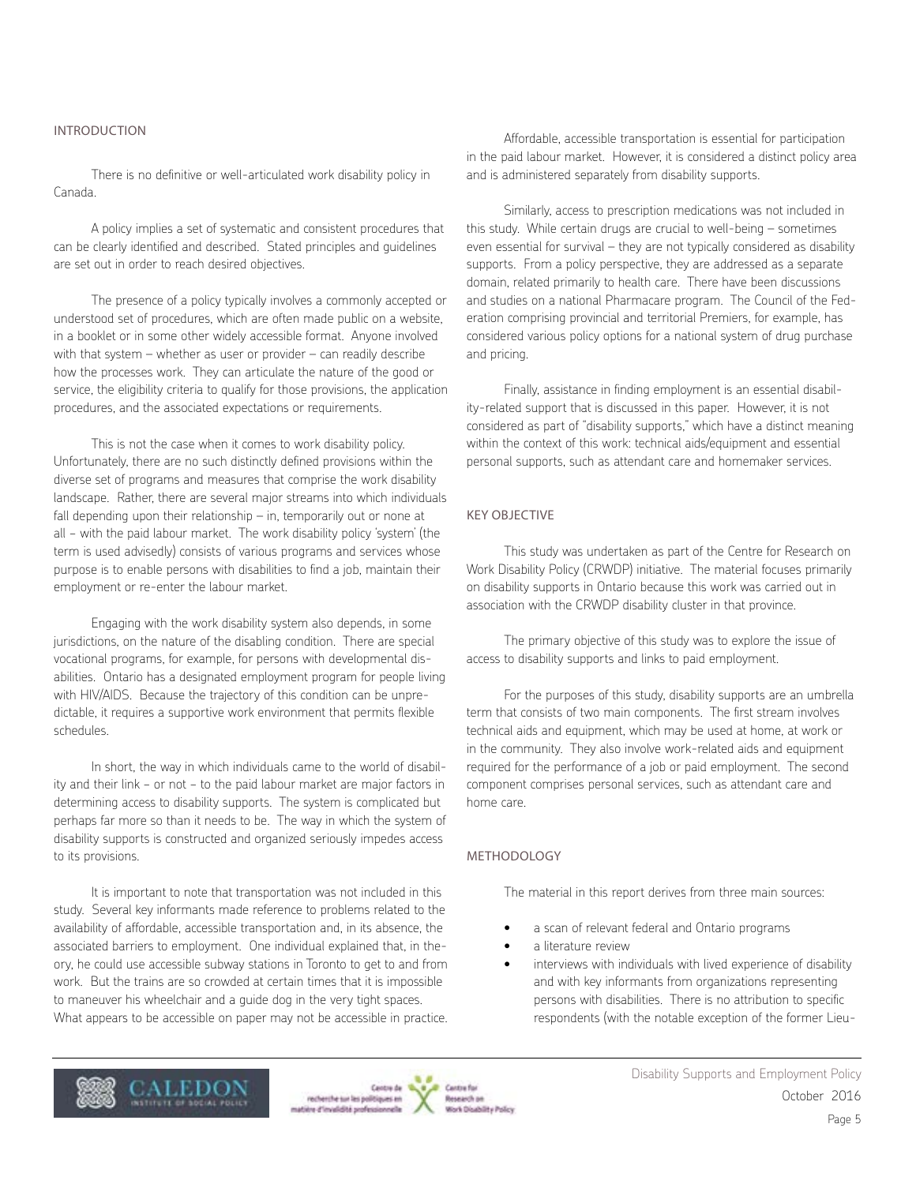## INTRODUCTION

There is no definitive or well-articulated work disability policy in Canada.

A policy implies a set of systematic and consistent procedures that can be clearly identified and described. Stated principles and guidelines are set out in order to reach desired objectives.

The presence of a policy typically involves a commonly accepted or understood set of procedures, which are often made public on a website, in a booklet or in some other widely accessible format. Anyone involved with that system – whether as user or provider – can readily describe how the processes work. They can articulate the nature of the good or service, the eligibility criteria to qualify for those provisions, the application procedures, and the associated expectations or requirements.

This is not the case when it comes to work disability policy. Unfortunately, there are no such distinctly defined provisions within the diverse set of programs and measures that comprise the work disability landscape. Rather, there are several major streams into which individuals fall depending upon their relationship – in, temporarily out or none at all – with the paid labour market. The work disability policy 'system' (the term is used advisedly) consists of various programs and services whose purpose is to enable persons with disabilities to find a job, maintain their employment or re-enter the labour market.

Engaging with the work disability system also depends, in some jurisdictions, on the nature of the disabling condition. There are special vocational programs, for example, for persons with developmental disabilities. Ontario has a designated employment program for people living with HIV/AIDS. Because the trajectory of this condition can be unpredictable, it requires a supportive work environment that permits flexible schedules.

In short, the way in which individuals came to the world of disability and their link – or not – to the paid labour market are major factors in determining access to disability supports. The system is complicated but perhaps far more so than it needs to be. The way in which the system of disability supports is constructed and organized seriously impedes access to its provisions.

It is important to note that transportation was not included in this study. Several key informants made reference to problems related to the availability of affordable, accessible transportation and, in its absence, the associated barriers to employment. One individual explained that, in theory, he could use accessible subway stations in Toronto to get to and from work. But the trains are so crowded at certain times that it is impossible to maneuver his wheelchair and a guide dog in the very tight spaces. What appears to be accessible on paper may not be accessible in practice.

Affordable, accessible transportation is essential for participation in the paid labour market. However, it is considered a distinct policy area and is administered separately from disability supports.

Similarly, access to prescription medications was not included in this study. While certain drugs are crucial to well-being – sometimes even essential for survival – they are not typically considered as disability supports. From a policy perspective, they are addressed as a separate domain, related primarily to health care. There have been discussions and studies on a national Pharmacare program. The Council of the Federation comprising provincial and territorial Premiers, for example, has considered various policy options for a national system of drug purchase and pricing.

Finally, assistance in finding employment is an essential disability-related support that is discussed in this paper. However, it is not considered as part of "disability supports," which have a distinct meaning within the context of this work: technical aids/equipment and essential personal supports, such as attendant care and homemaker services.

## KEY OBJECTIVE

This study was undertaken as part of the Centre for Research on Work Disability Policy (CRWDP) initiative. The material focuses primarily on disability supports in Ontario because this work was carried out in association with the CRWDP disability cluster in that province.

The primary objective of this study was to explore the issue of access to disability supports and links to paid employment.

For the purposes of this study, disability supports are an umbrella term that consists of two main components. The first stream involves technical aids and equipment, which may be used at home, at work or in the community. They also involve work-related aids and equipment required for the performance of a job or paid employment. The second component comprises personal services, such as attendant care and home care.

## METHODOLOGY

The material in this report derives from three main sources:

- a scan of relevant federal and Ontario programs
- a literature review
- interviews with individuals with lived experience of disability and with key informants from organizations representing persons with disabilities. There is no attribution to specific respondents (with the notable exception of the former Lieu-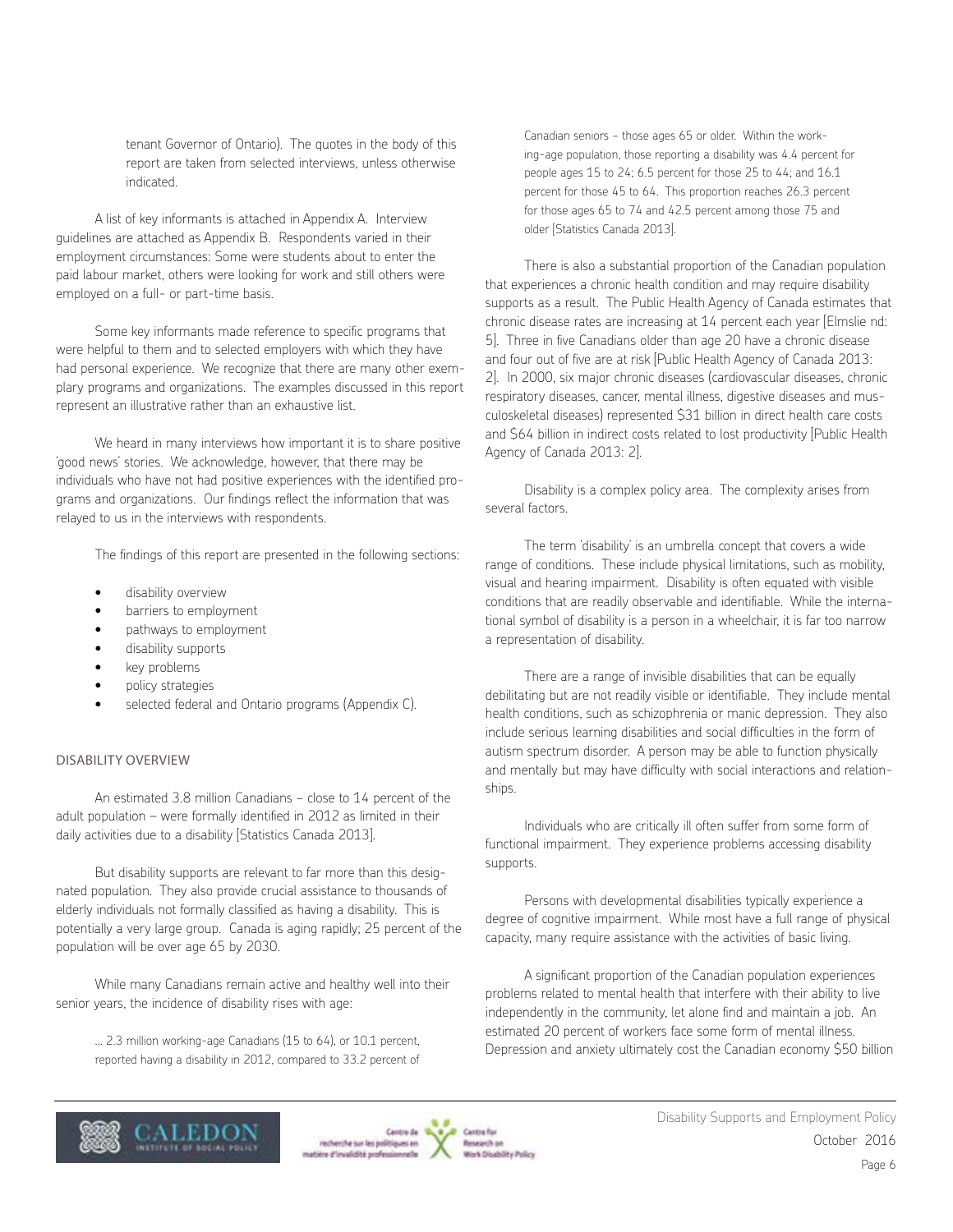tenant Governor of Ontario). The quotes in the body of this report are taken from selected interviews, unless otherwise indicated.

A list of key informants is attached in Appendix A. Interview guidelines are attached as Appendix B. Respondents varied in their employment circumstances: Some were students about to enter the paid labour market, others were looking for work and still others were employed on a full- or part-time basis.

Some key informants made reference to specific programs that were helpful to them and to selected employers with which they have had personal experience. We recognize that there are many other exemplary programs and organizations. The examples discussed in this report represent an illustrative rather than an exhaustive list.

We heard in many interviews how important it is to share positive 'good news' stories. We acknowledge, however, that there may be individuals who have not had positive experiences with the identified programs and organizations. Our findings reflect the information that was relayed to us in the interviews with respondents.

The findings of this report are presented in the following sections:

- disability overview
- barriers to employment
- pathways to employment
- disability supports
- key problems
- policy strategies
- selected federal and Ontario programs (Appendix C).

## DISABILITY OVERVIEW

An estimated 3.8 million Canadians – close to 14 percent of the adult population – were formally identified in 2012 as limited in their daily activities due to a disability [Statistics Canada 2013].

But disability supports are relevant to far more than this designated population. They also provide crucial assistance to thousands of elderly individuals not formally classified as having a disability. This is potentially a very large group. Canada is aging rapidly; 25 percent of the population will be over age 65 by 2030.

While many Canadians remain active and healthy well into their senior years, the incidence of disability rises with age:

> ... 2.3 million working-age Canadians (15 to 64), or 10.1 percent, reported having a disability in 2012, compared to 33.2 percent of Canadian seniors – those ages 65 or older. Within the working-age population, those reporting a disability was 4.4 percent for people ages 15 to 24; 6.5 percent for those 25 to 44; and 16.1 percent for those 45 to 64. This proportion reaches 26.3 percent for those ages 65 to 74 and 42.5 percent among those 75 and older [Statistics Canada 2013].

There is also a substantial proportion of the Canadian population that experiences a chronic health condition and may require disability supports as a result. The Public Health Agency of Canada estimates that chronic disease rates are increasing at 14 percent each year [Elmslie nd: 5]. Three in five Canadians older than age 20 have a chronic disease and four out of five are at risk [Public Health Agency of Canada 2013: 2]. In 2000, six major chronic diseases (cardiovascular diseases, chronic respiratory diseases, cancer, mental illness, digestive diseases and musculoskeletal diseases) represented $31 billion in direct health care costs and $64 billion in indirect costs related to lost productivity [Public Health Agency of Canada 2013: 2].

Disability is a complex policy area. The complexity arises from several factors.

The term 'disability' is an umbrella concept that covers a wide range of conditions. These include physical limitations, such as mobility, visual and hearing impairment. Disability is often equated with visible conditions that are readily observable and identifiable. While the international symbol of disability is a person in a wheelchair, it is far too narrow a representation of disability.

There are a range of invisible disabilities that can be equally debilitating but are not readily visible or identifiable. They include mental health conditions, such as schizophrenia or manic depression. They also include serious learning disabilities and social difficulties in the form of autism spectrum disorder. A person may be able to function physically and mentally but may have difficulty with social interactions and relationships.

Individuals who are critically ill often suffer from some form of functional impairment. They experience problems accessing disability supports.

Persons with developmental disabilities typically experience a degree of cognitive impairment. While most have a full range of physical capacity, many require assistance with the activities of basic living.

A significant proportion of the Canadian population experiences problems related to mental health that interfere with their ability to live independently in the community, let alone find and maintain a job. An estimated 20 percent of workers face some form of mental illness. Depression and anxiety ultimately cost the Canadian economy $50 billion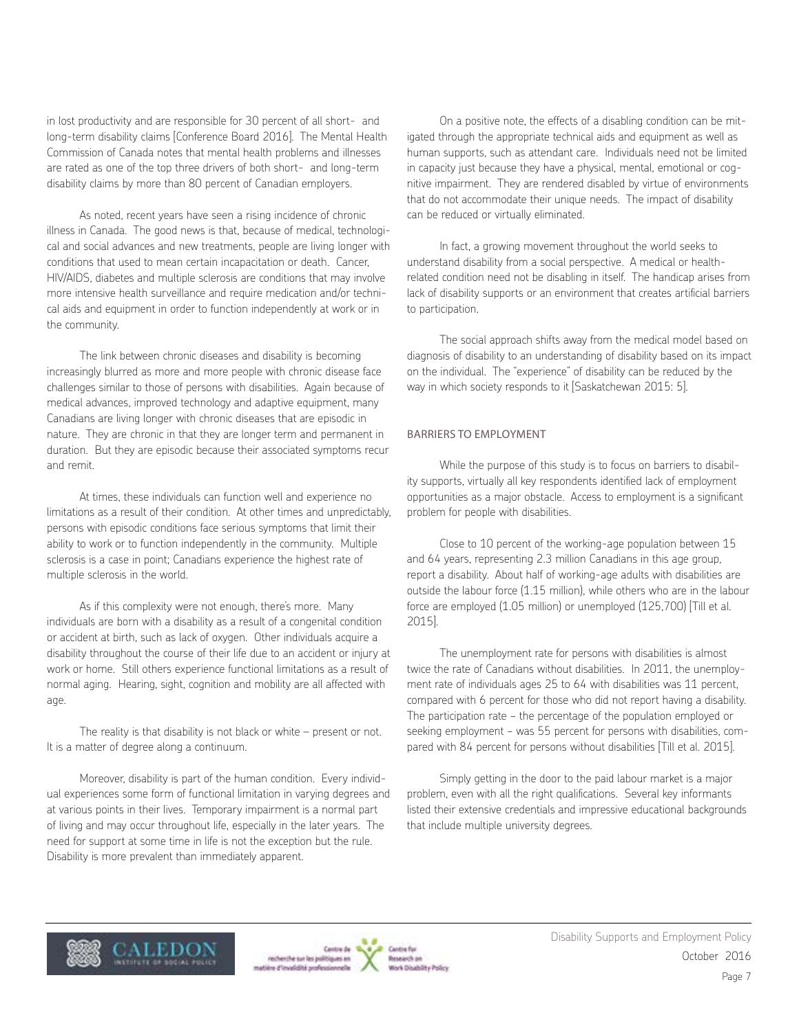in lost productivity and are responsible for 30 percent of all short- and long-term disability claims [Conference Board 2016]. The Mental Health Commission of Canada notes that mental health problems and illnesses are rated as one of the top three drivers of both short- and long-term disability claims by more than 80 percent of Canadian employers.

As noted, recent years have seen a rising incidence of chronic illness in Canada. The good news is that, because of medical, technological and social advances and new treatments, people are living longer with conditions that used to mean certain incapacitation or death. Cancer, HIV/AIDS, diabetes and multiple sclerosis are conditions that may involve more intensive health surveillance and require medication and/or technical aids and equipment in order to function independently at work or in the community.

The link between chronic diseases and disability is becoming increasingly blurred as more and more people with chronic disease face challenges similar to those of persons with disabilities. Again because of medical advances, improved technology and adaptive equipment, many Canadians are living longer with chronic diseases that are episodic in nature. They are chronic in that they are longer term and permanent in duration. But they are episodic because their associated symptoms recur and remit.

At times, these individuals can function well and experience no limitations as a result of their condition. At other times and unpredictably, persons with episodic conditions face serious symptoms that limit their ability to work or to function independently in the community. Multiple sclerosis is a case in point; Canadians experience the highest rate of multiple sclerosis in the world.

As if this complexity were not enough, there's more. Many individuals are born with a disability as a result of a congenital condition or accident at birth, such as lack of oxygen. Other individuals acquire a disability throughout the course of their life due to an accident or injury at work or home. Still others experience functional limitations as a result of normal aging. Hearing, sight, cognition and mobility are all affected with age.

The reality is that disability is not black or white – present or not. It is a matter of degree along a continuum.

Moreover, disability is part of the human condition. Every individual experiences some form of functional limitation in varying degrees and at various points in their lives. Temporary impairment is a normal part of living and may occur throughout life, especially in the later years. The need for support at some time in life is not the exception but the rule. Disability is more prevalent than immediately apparent.

On a positive note, the effects of a disabling condition can be mitigated through the appropriate technical aids and equipment as well as human supports, such as attendant care. Individuals need not be limited in capacity just because they have a physical, mental, emotional or cognitive impairment. They are rendered disabled by virtue of environments that do not accommodate their unique needs. The impact of disability can be reduced or virtually eliminated.

In fact, a growing movement throughout the world seeks to understand disability from a social perspective. A medical or health-related condition need not be disabling in itself. The handicap arises from lack of disability supports or an environment that creates artificial barriers to participation.

The social approach shifts away from the medical model based on diagnosis of disability to an understanding of disability based on its impact on the individual. The "experience" of disability can be reduced by the way in which society responds to it [Saskatchewan 2015: 5].

## BARRIERS TO EMPLOYMENT

While the purpose of this study is to focus on barriers to disability supports, virtually all key respondents identified lack of employment opportunities as a major obstacle. Access to employment is a significant problem for people with disabilities.

Close to 10 percent of the working-age population between 15 and 64 years, representing 2.3 million Canadians in this age group, report a disability. About half of working-age adults with disabilities are outside the labour force (1.15 million), while others who are in the labour force are employed (1.05 million) or unemployed (125,700) [Till et al. 2015].

The unemployment rate for persons with disabilities is almost twice the rate of Canadians without disabilities. In 2011, the unemployment rate of individuals ages 25 to 64 with disabilities was 11 percent, compared with 6 percent for those who did not report having a disability. The participation rate – the percentage of the population employed or seeking employment – was 55 percent for persons with disabilities, compared with 84 percent for persons without disabilities [Till et al. 2015].

Simply getting in the door to the paid labour market is a major problem, even with all the right qualifications. Several key informants listed their extensive credentials and impressive educational backgrounds that include multiple university degrees.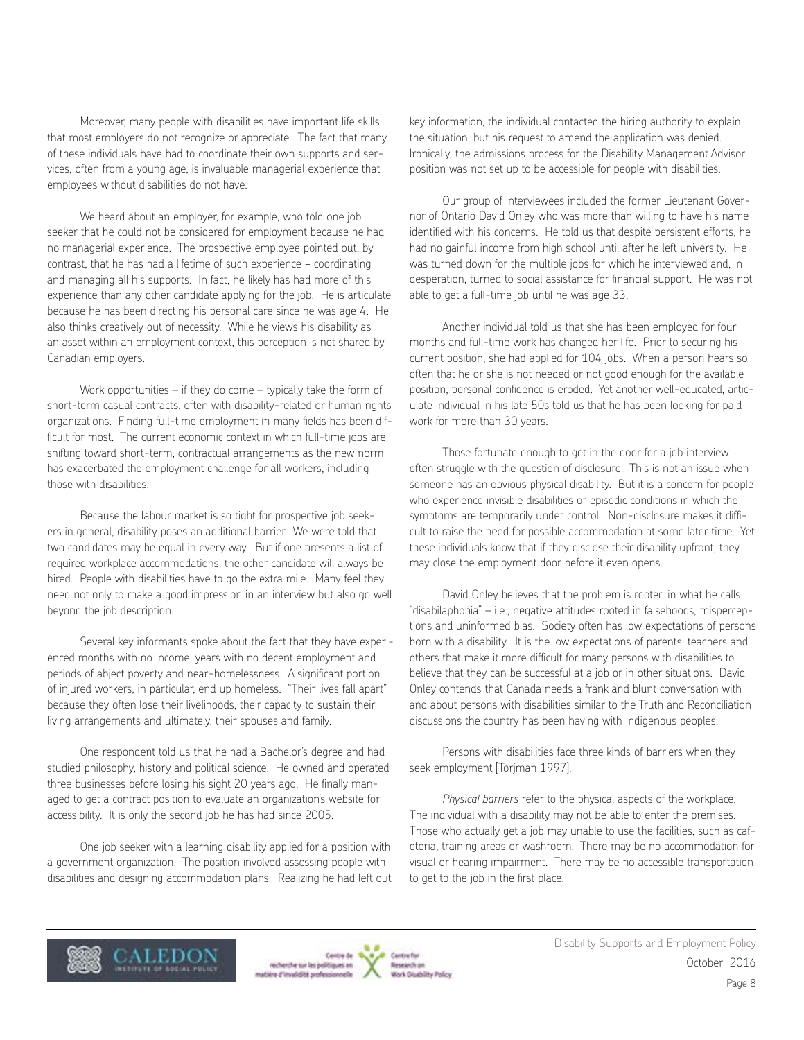Moreover, many people with disabilities have important life skills that most employers do not recognize or appreciate. The fact that many of these individuals have had to coordinate their own supports and services, often from a young age, is invaluable managerial experience that employees without disabilities do not have.

We heard about an employer, for example, who told one job seeker that he could not be considered for employment because he had no managerial experience. The prospective employee pointed out, by contrast, that he has had a lifetime of such experience – coordinating and managing all his supports. In fact, he likely has had more of this experience than any other candidate applying for the job. He is articulate because he has been directing his personal care since he was age 4. He also thinks creatively out of necessity. While he views his disability as an asset within an employment context, this perception is not shared by Canadian employers.

Work opportunities – if they do come – typically take the form of short-term casual contracts, often with disability-related or human rights organizations. Finding full-time employment in many fields has been difficult for most. The current economic context in which full-time jobs are shifting toward short-term, contractual arrangements as the new norm has exacerbated the employment challenge for all workers, including those with disabilities.

Because the labour market is so tight for prospective job seekers in general, disability poses an additional barrier. We were told that two candidates may be equal in every way. But if one presents a list of required workplace accommodations, the other candidate will always be hired. People with disabilities have to go the extra mile. Many feel they need not only to make a good impression in an interview but also go well beyond the job description.

Several key informants spoke about the fact that they have experienced months with no income, years with no decent employment and periods of abject poverty and near-homelessness. A significant portion of injured workers, in particular, end up homeless. "Their lives fall apart" because they often lose their livelihoods, their capacity to sustain their living arrangements and ultimately, their spouses and family.

One respondent told us that he had a Bachelor's degree and had studied philosophy, history and political science. He owned and operated three businesses before losing his sight 20 years ago. He finally managed to get a contract position to evaluate an organization's website for accessibility. It is only the second job he has had since 2005.

One job seeker with a learning disability applied for a position with a government organization. The position involved assessing people with disabilities and designing accommodation plans. Realizing he had left out key information, the individual contacted the hiring authority to explain the situation, but his request to amend the application was denied. Ironically, the admissions process for the Disability Management Advisor position was not set up to be accessible for people with disabilities.

Our group of interviewees included the former Lieutenant Governor of Ontario David Onley who was more than willing to have his name identified with his concerns. He told us that despite persistent efforts, he had no gainful income from high school until after he left university. He was turned down for the multiple jobs for which he interviewed and, in desperation, turned to social assistance for financial support. He was not able to get a full-time job until he was age 33.

Another individual told us that she has been employed for four months and full-time work has changed her life. Prior to securing his current position, she had applied for 104 jobs. When a person hears so often that he or she is not needed or not good enough for the available position, personal confidence is eroded. Yet another well-educated, articulate individual in his late 50s told us that he has been looking for paid work for more than 30 years.

Those fortunate enough to get in the door for a job interview often struggle with the question of disclosure. This is not an issue when someone has an obvious physical disability. But it is a concern for people who experience invisible disabilities or episodic conditions in which the symptoms are temporarily under control. Non-disclosure makes it difficult to raise the need for possible accommodation at some later time. Yet these individuals know that if they disclose their disability upfront, they may close the employment door before it even opens.

David Onley believes that the problem is rooted in what he calls "disabilaphobia" – i.e., negative attitudes rooted in falsehoods, misperceptions and uninformed bias. Society often has low expectations of persons born with a disability. It is the low expectations of parents, teachers and others that make it more difficult for many persons with disabilities to believe that they can be successful at a job or in other situations. David Onley contends that Canada needs a frank and blunt conversation with and about persons with disabilities similar to the Truth and Reconciliation discussions the country has been having with Indigenous peoples.

Persons with disabilities face three kinds of barriers when they seek employment [Torjman 1997].

*Physical barriers* refer to the physical aspects of the workplace. The individual with a disability may not be able to enter the premises. Those who actually get a job may unable to use the facilities, such as cafeteria, training areas or washroom. There may be no accommodation for visual or hearing impairment. There may be no accessible transportation to get to the job in the first place.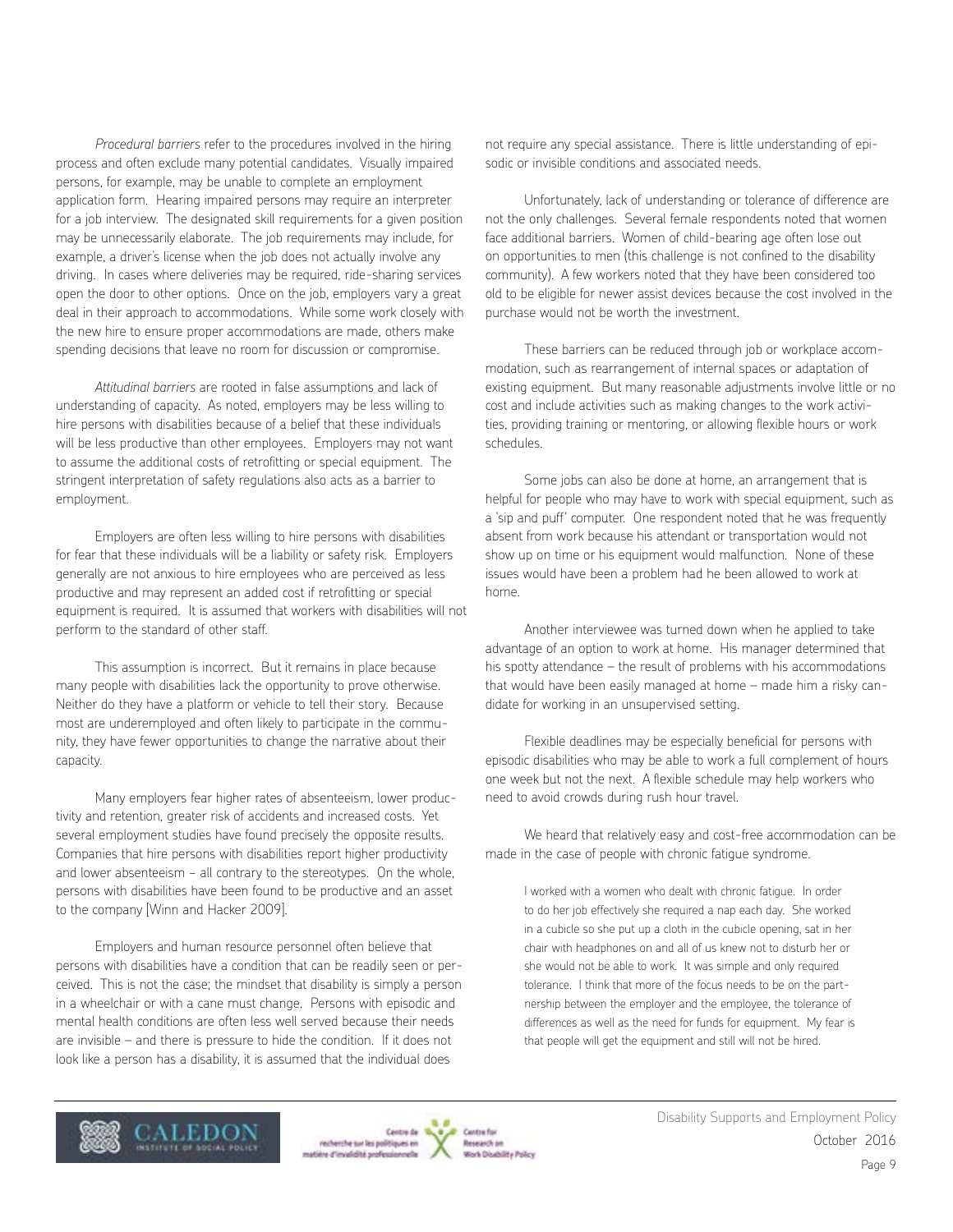*Procedural barriers* refer to the procedures involved in the hiring process and often exclude many potential candidates. Visually impaired persons, for example, may be unable to complete an employment application form. Hearing impaired persons may require an interpreter for a job interview. The designated skill requirements for a given position may be unnecessarily elaborate. The job requirements may include, for example, a driver's license when the job does not actually involve any driving. In cases where deliveries may be required, ride-sharing services open the door to other options. Once on the job, employers vary a great deal in their approach to accommodations. While some work closely with the new hire to ensure proper accommodations are made, others make spending decisions that leave no room for discussion or compromise.

*Attitudinal barriers* are rooted in false assumptions and lack of understanding of capacity. As noted, employers may be less willing to hire persons with disabilities because of a belief that these individuals will be less productive than other employees. Employers may not want to assume the additional costs of retrofitting or special equipment. The stringent interpretation of safety regulations also acts as a barrier to employment.

Employers are often less willing to hire persons with disabilities for fear that these individuals will be a liability or safety risk. Employers generally are not anxious to hire employees who are perceived as less productive and may represent an added cost if retrofitting or special equipment is required. It is assumed that workers with disabilities will not perform to the standard of other staff.

This assumption is incorrect. But it remains in place because many people with disabilities lack the opportunity to prove otherwise. Neither do they have a platform or vehicle to tell their story. Because most are underemployed and often likely to participate in the community, they have fewer opportunities to change the narrative about their capacity.

Many employers fear higher rates of absenteeism, lower productivity and retention, greater risk of accidents and increased costs. Yet several employment studies have found precisely the opposite results. Companies that hire persons with disabilities report higher productivity and lower absenteeism – all contrary to the stereotypes. On the whole, persons with disabilities have been found to be productive and an asset to the company [Winn and Hacker 2009].

Employers and human resource personnel often believe that persons with disabilities have a condition that can be readily seen or perceived. This is not the case; the mindset that disability is simply a person in a wheelchair or with a cane must change. Persons with episodic and mental health conditions are often less well served because their needs are invisible – and there is pressure to hide the condition. If it does not look like a person has a disability, it is assumed that the individual does not require any special assistance. There is little understanding of episodic or invisible conditions and associated needs.

Unfortunately, lack of understanding or tolerance of difference are not the only challenges. Several female respondents noted that women face additional barriers. Women of child-bearing age often lose out on opportunities to men (this challenge is not confined to the disability community). A few workers noted that they have been considered too old to be eligible for newer assist devices because the cost involved in the purchase would not be worth the investment.

These barriers can be reduced through job or workplace accommodation, such as rearrangement of internal spaces or adaptation of existing equipment. But many reasonable adjustments involve little or no cost and include activities such as making changes to the work activities, providing training or mentoring, or allowing flexible hours or work schedules.

Some jobs can also be done at home, an arrangement that is helpful for people who may have to work with special equipment, such as a 'sip and puff' computer. One respondent noted that he was frequently absent from work because his attendant or transportation would not show up on time or his equipment would malfunction. None of these issues would have been a problem had he been allowed to work at home.

Another interviewee was turned down when he applied to take advantage of an option to work at home. His manager determined that his spotty attendance – the result of problems with his accommodations that would have been easily managed at home – made him a risky candidate for working in an unsupervised setting.

Flexible deadlines may be especially beneficial for persons with episodic disabilities who may be able to work a full complement of hours one week but not the next. A flexible schedule may help workers who need to avoid crowds during rush hour travel.

We heard that relatively easy and cost-free accommodation can be made in the case of people with chronic fatigue syndrome.

> I worked with a women who dealt with chronic fatigue. In order to do her job effectively she required a nap each day. She worked in a cubicle so she put up a cloth in the cubicle opening, sat in her chair with headphones on and all of us knew not to disturb her or she would not be able to work. It was simple and only required tolerance. I think that more of the focus needs to be on the partnership between the employer and the employee, the tolerance of differences as well as the need for funds for equipment. My fear is that people will get the equipment and still will not be hired.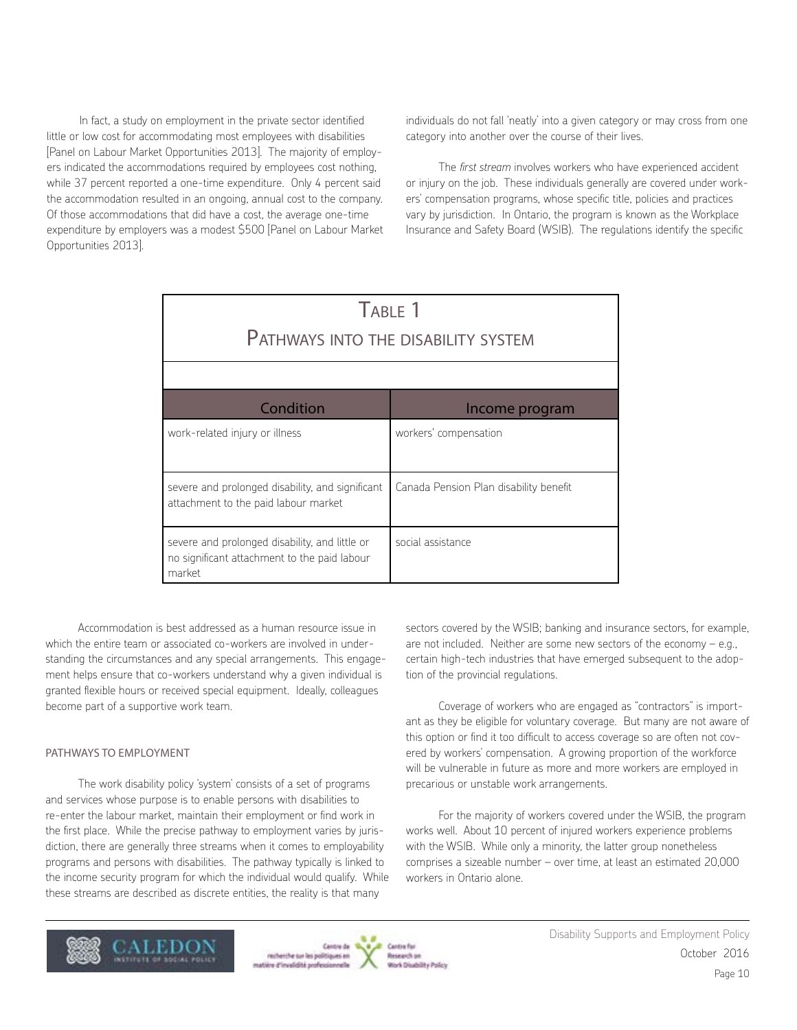In fact, a study on employment in the private sector identified little or low cost for accommodating most employees with disabilities [Panel on Labour Market Opportunities 2013]. The majority of employers indicated the accommodations required by employees cost nothing, while 37 percent reported a one-time expenditure. Only 4 percent said the accommodation resulted in an ongoing, annual cost to the company. Of those accommodations that did have a cost, the average one-time expenditure by employers was a modest $500 [Panel on Labour Market Opportunities 2013].

Accommodation is best addressed as a human resource issue in which the entire team or associated co-workers are involved in understanding the circumstances and any special arrangements. This engagement helps ensure that co-workers understand why a given individual is granted flexible hours or received special equipment. Ideally, colleagues become part of a supportive work team.

## PATHWAYS TO EMPLOYMENT

The work disability policy 'system' consists of a set of programs and services whose purpose is to enable persons with disabilities to re-enter the labour market, maintain their employment or find work in the first place. While the precise pathway to employment varies by jurisdiction, there are generally three streams when it comes to employability programs and persons with disabilities. The pathway typically is linked to the income security program for which the individual would qualify. While these streams are described as discrete entities, the reality is that many individuals do not fall 'neatly' into a given category or may cross from one category into another over the course of their lives.

The *first stream* involves workers who have experienced accident or injury on the job. These individuals generally are covered under workers' compensation programs, whose specific title, policies and practices vary by jurisdiction. In Ontario, the program is known as the Workplace Insurance and Safety Board (WSIB). The regulations identify the specific sectors covered by the WSIB; banking and insurance sectors, for example, are not included. Neither are some new sectors of the economy – e.g., certain high-tech industries that have emerged subsequent to the adoption of the provincial regulations.

**Table 1**
**Pathways into the disability system**

| Condition | Income program |
|---|---|
| work-related injury or illness | workers' compensation |
| severe and prolonged disability, and significant attachment to the paid labour market | Canada Pension Plan disability benefit |
| severe and prolonged disability, and little or no significant attachment to the paid labour market | social assistance |

Coverage of workers who are engaged as "contractors" is important as they be eligible for voluntary coverage. But many are not aware of this option or find it too difficult to access coverage so are often not covered by workers' compensation. A growing proportion of the workforce will be vulnerable in future as more and more workers are employed in precarious or unstable work arrangements.

For the majority of workers covered under the WSIB, the program works well. About 10 percent of injured workers experience problems with the WSIB. While only a minority, the latter group nonetheless comprises a sizeable number – over time, at least an estimated 20,000 workers in Ontario alone.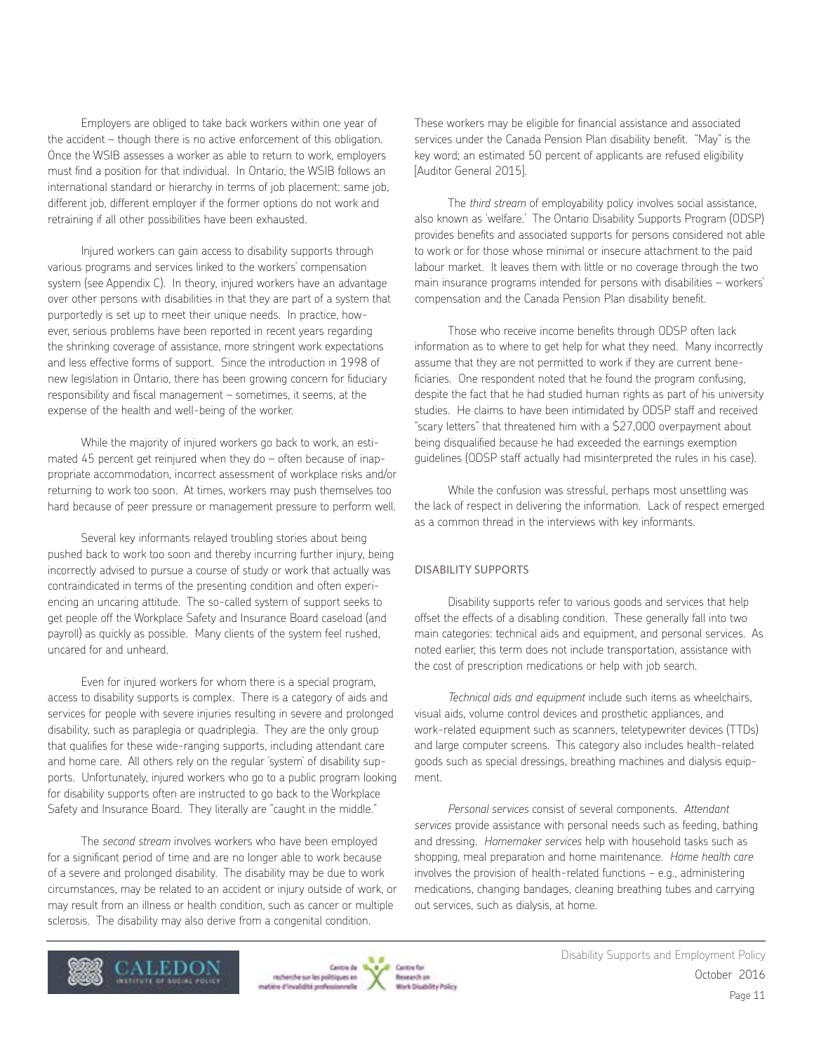Employers are obliged to take back workers within one year of the accident – though there is no active enforcement of this obligation. Once the WSIB assesses a worker as able to return to work, employers must find a position for that individual. In Ontario, the WSIB follows an international standard or hierarchy in terms of job placement: same job, different job, different employer if the former options do not work and retraining if all other possibilities have been exhausted.

Injured workers can gain access to disability supports through various programs and services linked to the workers' compensation system (see Appendix C). In theory, injured workers have an advantage over other persons with disabilities in that they are part of a system that purportedly is set up to meet their unique needs. In practice, however, serious problems have been reported in recent years regarding the shrinking coverage of assistance, more stringent work expectations and less effective forms of support. Since the introduction in 1998 of new legislation in Ontario, there has been growing concern for fiduciary responsibility and fiscal management – sometimes, it seems, at the expense of the health and well-being of the worker.

While the majority of injured workers go back to work, an estimated 45 percent get reinjured when they do – often because of inappropriate accommodation, incorrect assessment of workplace risks and/or returning to work too soon. At times, workers may push themselves too hard because of peer pressure or management pressure to perform well.

Several key informants relayed troubling stories about being pushed back to work too soon and thereby incurring further injury, being incorrectly advised to pursue a course of study or work that actually was contraindicated in terms of the presenting condition and often experiencing an uncaring attitude. The so-called system of support seeks to get people off the Workplace Safety and Insurance Board caseload (and payroll) as quickly as possible. Many clients of the system feel rushed, uncared for and unheard.

Even for injured workers for whom there is a special program, access to disability supports is complex. There is a category of aids and services for people with severe injuries resulting in severe and prolonged disability, such as paraplegia or quadriplegia. They are the only group that qualifies for these wide-ranging supports, including attendant care and home care. All others rely on the regular 'system' of disability supports. Unfortunately, injured workers who go to a public program looking for disability supports often are instructed to go back to the Workplace Safety and Insurance Board. They literally are "caught in the middle."

The *second stream* involves workers who have been employed for a significant period of time and are no longer able to work because of a severe and prolonged disability. The disability may be due to work circumstances, may be related to an accident or injury outside of work, or may result from an illness or health condition, such as cancer or multiple sclerosis. The disability may also derive from a congenital condition.

These workers may be eligible for financial assistance and associated services under the Canada Pension Plan disability benefit. "May" is the key word; an estimated 50 percent of applicants are refused eligibility [Auditor General 2015].

The *third stream* of employability policy involves social assistance, also known as 'welfare.' The Ontario Disability Supports Program (ODSP) provides benefits and associated supports for persons considered not able to work or for those whose minimal or insecure attachment to the paid labour market. It leaves them with little or no coverage through the two main insurance programs intended for persons with disabilities – workers' compensation and the Canada Pension Plan disability benefit.

Those who receive income benefits through ODSP often lack information as to where to get help for what they need. Many incorrectly assume that they are not permitted to work if they are current beneficiaries. One respondent noted that he found the program confusing, despite the fact that he had studied human rights as part of his university studies. He claims to have been intimidated by ODSP staff and received "scary letters" that threatened him with a $27,000 overpayment about being disqualified because he had exceeded the earnings exemption guidelines (ODSP staff actually had misinterpreted the rules in his case).

While the confusion was stressful, perhaps most unsettling was the lack of respect in delivering the information. Lack of respect emerged as a common thread in the interviews with key informants.

## DISABILITY SUPPORTS

Disability supports refer to various goods and services that help offset the effects of a disabling condition. These generally fall into two main categories: technical aids and equipment, and personal services. As noted earlier, this term does not include transportation, assistance with the cost of prescription medications or help with job search.

*Technical aids and equipment* include such items as wheelchairs, visual aids, volume control devices and prosthetic appliances, and work-related equipment such as scanners, teletypewriter devices (TTDs) and large computer screens. This category also includes health-related goods such as special dressings, breathing machines and dialysis equipment.

*Personal services* consist of several components. *Attendant services* provide assistance with personal needs such as feeding, bathing and dressing. *Homemaker services* help with household tasks such as shopping, meal preparation and home maintenance. *Home health care* involves the provision of health-related functions – e.g., administering medications, changing bandages, cleaning breathing tubes and carrying out services, such as dialysis, at home.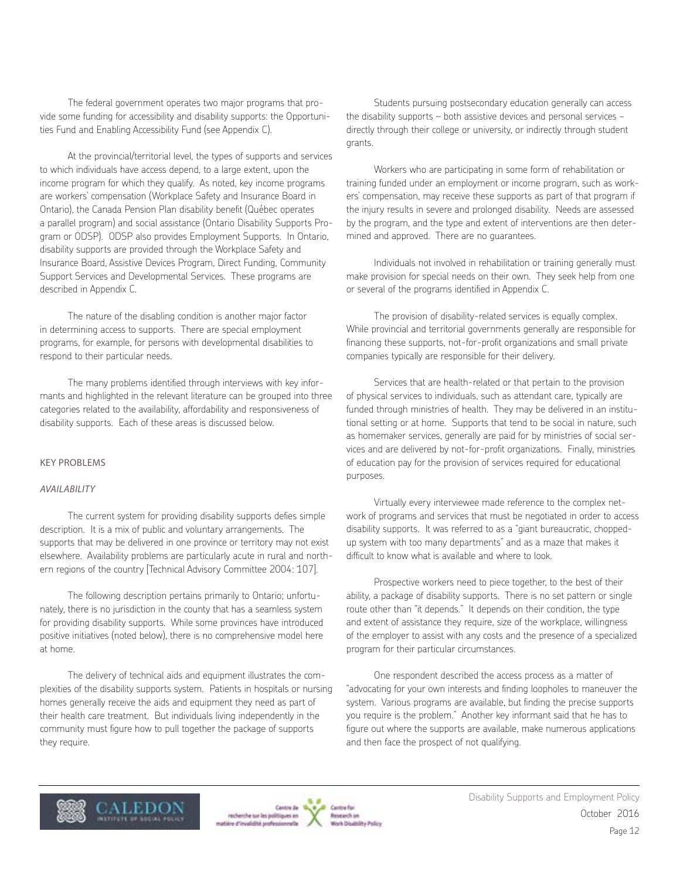The federal government operates two major programs that provide some funding for accessibility and disability supports: the Opportunities Fund and Enabling Accessibility Fund (see Appendix C).

At the provincial/territorial level, the types of supports and services to which individuals have access depend, to a large extent, upon the income program for which they qualify. As noted, key income programs are workers' compensation (Workplace Safety and Insurance Board in Ontario), the Canada Pension Plan disability benefit (Québec operates a parallel program) and social assistance (Ontario Disability Supports Program or ODSP). ODSP also provides Employment Supports. In Ontario, disability supports are provided through the Workplace Safety and Insurance Board, Assistive Devices Program, Direct Funding, Community Support Services and Developmental Services. These programs are described in Appendix C.

The nature of the disabling condition is another major factor in determining access to supports. There are special employment programs, for example, for persons with developmental disabilities to respond to their particular needs.

The many problems identified through interviews with key informants and highlighted in the relevant literature can be grouped into three categories related to the availability, affordability and responsiveness of disability supports. Each of these areas is discussed below.

## KEY PROBLEMS

### *AVAILABILITY*

The current system for providing disability supports defies simple description. It is a mix of public and voluntary arrangements. The supports that may be delivered in one province or territory may not exist elsewhere. Availability problems are particularly acute in rural and northern regions of the country [Technical Advisory Committee 2004: 107].

The following description pertains primarily to Ontario; unfortunately, there is no jurisdiction in the county that has a seamless system for providing disability supports. While some provinces have introduced positive initiatives (noted below), there is no comprehensive model here at home.

The delivery of technical aids and equipment illustrates the complexities of the disability supports system. Patients in hospitals or nursing homes generally receive the aids and equipment they need as part of their health care treatment. But individuals living independently in the community must figure how to pull together the package of supports they require.

Students pursuing postsecondary education generally can access the disability supports – both assistive devices and personal services – directly through their college or university, or indirectly through student grants.

Workers who are participating in some form of rehabilitation or training funded under an employment or income program, such as workers' compensation, may receive these supports as part of that program if the injury results in severe and prolonged disability. Needs are assessed by the program, and the type and extent of interventions are then determined and approved. There are no guarantees.

Individuals not involved in rehabilitation or training generally must make provision for special needs on their own. They seek help from one or several of the programs identified in Appendix C.

The provision of disability-related services is equally complex. While provincial and territorial governments generally are responsible for financing these supports, not-for-profit organizations and small private companies typically are responsible for their delivery.

Services that are health-related or that pertain to the provision of physical services to individuals, such as attendant care, typically are funded through ministries of health. They may be delivered in an institutional setting or at home. Supports that tend to be social in nature, such as homemaker services, generally are paid for by ministries of social services and are delivered by not-for-profit organizations. Finally, ministries of education pay for the provision of services required for educational purposes.

Virtually every interviewee made reference to the complex network of programs and services that must be negotiated in order to access disability supports. It was referred to as a "giant bureaucratic, chopped-up system with too many departments" and as a maze that makes it difficult to know what is available and where to look.

Prospective workers need to piece together, to the best of their ability, a package of disability supports. There is no set pattern or single route other than "it depends." It depends on their condition, the type and extent of assistance they require, size of the workplace, willingness of the employer to assist with any costs and the presence of a specialized program for their particular circumstances.

One respondent described the access process as a matter of "advocating for your own interests and finding loopholes to maneuver the system. Various programs are available, but finding the precise supports you require is the problem." Another key informant said that he has to figure out where the supports are available, make numerous applications and then face the prospect of not qualifying.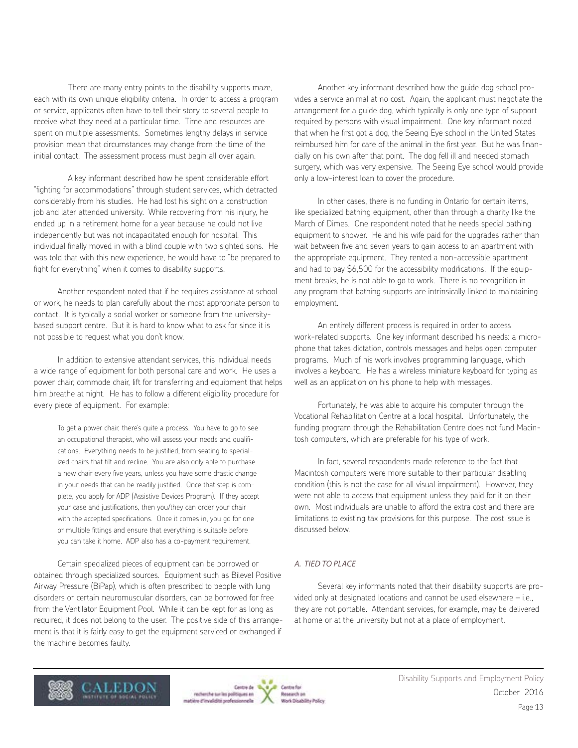There are many entry points to the disability supports maze, each with its own unique eligibility criteria. In order to access a program or service, applicants often have to tell their story to several people to receive what they need at a particular time. Time and resources are spent on multiple assessments. Sometimes lengthy delays in service provision mean that circumstances may change from the time of the initial contact. The assessment process must begin all over again.

A key informant described how he spent considerable effort "fighting for accommodations" through student services, which detracted considerably from his studies. He had lost his sight on a construction job and later attended university. While recovering from his injury, he ended up in a retirement home for a year because he could not live independently but was not incapacitated enough for hospital. This individual finally moved in with a blind couple with two sighted sons. He was told that with this new experience, he would have to "be prepared to fight for everything" when it comes to disability supports.

Another respondent noted that if he requires assistance at school or work, he needs to plan carefully about the most appropriate person to contact. It is typically a social worker or someone from the university-based support centre. But it is hard to know what to ask for since it is not possible to request what you don't know.

In addition to extensive attendant services, this individual needs a wide range of equipment for both personal care and work. He uses a power chair, commode chair, lift for transferring and equipment that helps him breathe at night. He has to follow a different eligibility procedure for every piece of equipment. For example:

> To get a power chair, there's quite a process. You have to go to see an occupational therapist, who will assess your needs and qualifications. Everything needs to be justified, from seating to specialized chairs that tilt and recline. You are also only able to purchase a new chair every five years, unless you have some drastic change in your needs that can be readily justified. Once that step is complete, you apply for ADP (Assistive Devices Program). If they accept your case and justifications, then you/they can order your chair with the accepted specifications. Once it comes in, you go for one or multiple fittings and ensure that everything is suitable before you can take it home. ADP also has a co-payment requirement.

Certain specialized pieces of equipment can be borrowed or obtained through specialized sources. Equipment such as Bilevel Positive Airway Pressure (BiPap), which is often prescribed to people with lung disorders or certain neuromuscular disorders, can be borrowed for free from the Ventilator Equipment Pool. While it can be kept for as long as required, it does not belong to the user. The positive side of this arrangement is that it is fairly easy to get the equipment serviced or exchanged if the machine becomes faulty.

Another key informant described how the guide dog school provides a service animal at no cost. Again, the applicant must negotiate the arrangement for a guide dog, which typically is only one type of support required by persons with visual impairment. One key informant noted that when he first got a dog, the Seeing Eye school in the United States reimbursed him for care of the animal in the first year. But he was financially on his own after that point. The dog fell ill and needed stomach surgery, which was very expensive. The Seeing Eye school would provide only a low-interest loan to cover the procedure.

In other cases, there is no funding in Ontario for certain items, like specialized bathing equipment, other than through a charity like the March of Dimes. One respondent noted that he needs special bathing equipment to shower. He and his wife paid for the upgrades rather than wait between five and seven years to gain access to an apartment with the appropriate equipment. They rented a non-accessible apartment and had to pay $6,500 for the accessibility modifications. If the equipment breaks, he is not able to go to work. There is no recognition in any program that bathing supports are intrinsically linked to maintaining employment.

An entirely different process is required in order to access work-related supports. One key informant described his needs: a microphone that takes dictation, controls messages and helps open computer programs. Much of his work involves programming language, which involves a keyboard. He has a wireless miniature keyboard for typing as well as an application on his phone to help with messages.

Fortunately, he was able to acquire his computer through the Vocational Rehabilitation Centre at a local hospital. Unfortunately, the funding program through the Rehabilitation Centre does not fund Macintosh computers, which are preferable for his type of work.

In fact, several respondents made reference to the fact that Macintosh computers were more suitable to their particular disabling condition (this is not the case for all visual impairment). However, they were not able to access that equipment unless they paid for it on their own. Most individuals are unable to afford the extra cost and there are limitations to existing tax provisions for this purpose. The cost issue is discussed below.

### *A. TIED TO PLACE*

Several key informants noted that their disability supports are provided only at designated locations and cannot be used elsewhere – i.e., they are not portable. Attendant services, for example, may be delivered at home or at the university but not at a place of employment.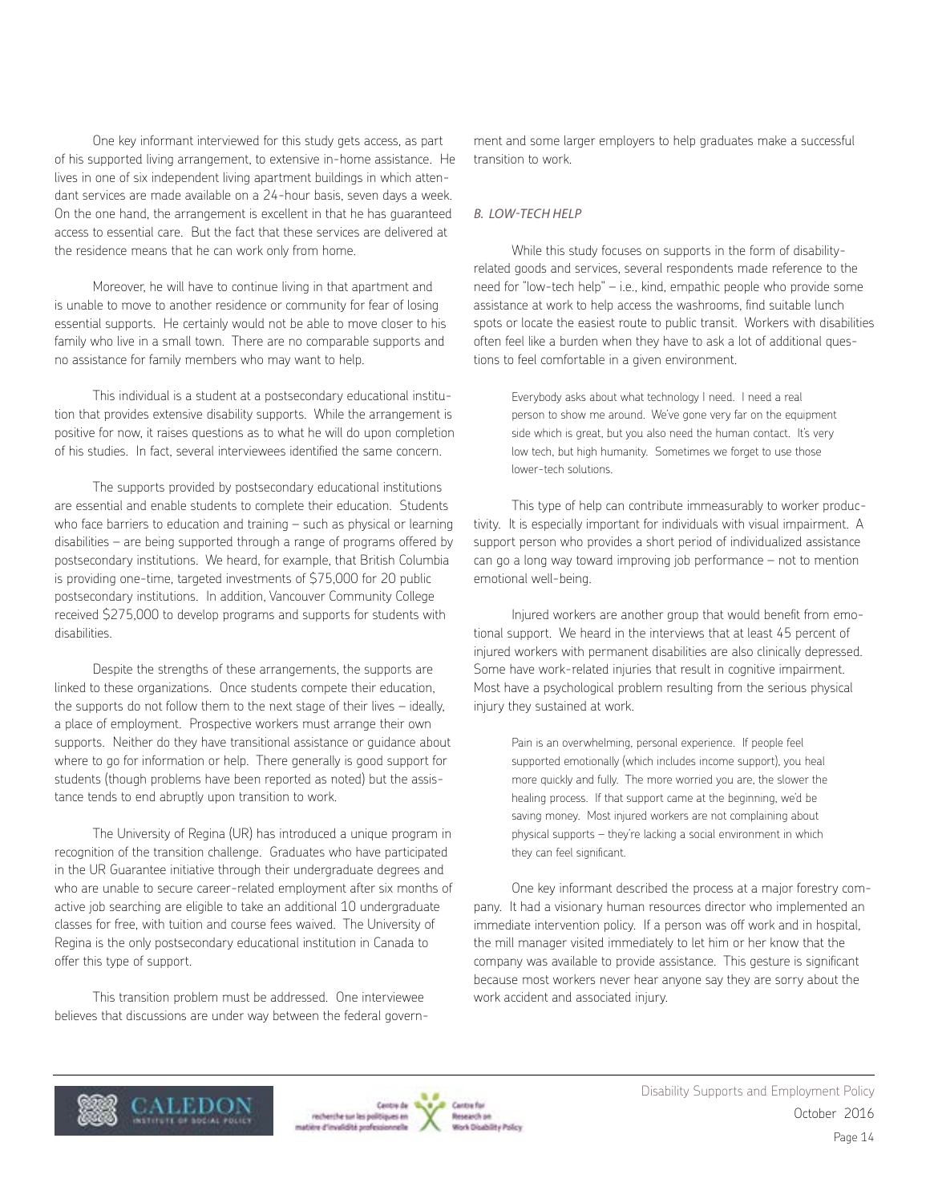One key informant interviewed for this study gets access, as part of his supported living arrangement, to extensive in-home assistance. He lives in one of six independent living apartment buildings in which attendant services are made available on a 24-hour basis, seven days a week. On the one hand, the arrangement is excellent in that he has guaranteed access to essential care. But the fact that these services are delivered at the residence means that he can work only from home.

Moreover, he will have to continue living in that apartment and is unable to move to another residence or community for fear of losing essential supports. He certainly would not be able to move closer to his family who live in a small town. There are no comparable supports and no assistance for family members who may want to help.

This individual is a student at a postsecondary educational institution that provides extensive disability supports. While the arrangement is positive for now, it raises questions as to what he will do upon completion of his studies. In fact, several interviewees identified the same concern.

The supports provided by postsecondary educational institutions are essential and enable students to complete their education. Students who face barriers to education and training – such as physical or learning disabilities – are being supported through a range of programs offered by postsecondary institutions. We heard, for example, that British Columbia is providing one-time, targeted investments of $75,000 for 20 public postsecondary institutions. In addition, Vancouver Community College received $275,000 to develop programs and supports for students with disabilities.

Despite the strengths of these arrangements, the supports are linked to these organizations. Once students compete their education, the supports do not follow them to the next stage of their lives – ideally, a place of employment. Prospective workers must arrange their own supports. Neither do they have transitional assistance or guidance about where to go for information or help. There generally is good support for students (though problems have been reported as noted) but the assistance tends to end abruptly upon transition to work.

The University of Regina (UR) has introduced a unique program in recognition of the transition challenge. Graduates who have participated in the UR Guarantee initiative through their undergraduate degrees and who are unable to secure career-related employment after six months of active job searching are eligible to take an additional 10 undergraduate classes for free, with tuition and course fees waived. The University of Regina is the only postsecondary educational institution in Canada to offer this type of support.

This transition problem must be addressed. One interviewee believes that discussions are under way between the federal government and some larger employers to help graduates make a successful transition to work.

### *B. LOW-TECH HELP*

While this study focuses on supports in the form of disability-related goods and services, several respondents made reference to the need for "low-tech help" – i.e., kind, empathic people who provide some assistance at work to help access the washrooms, find suitable lunch spots or locate the easiest route to public transit. Workers with disabilities often feel like a burden when they have to ask a lot of additional questions to feel comfortable in a given environment.

> Everybody asks about what technology I need. I need a real person to show me around. We've gone very far on the equipment side which is great, but you also need the human contact. It's very low tech, but high humanity. Sometimes we forget to use those lower-tech solutions.

This type of help can contribute immeasurably to worker productivity. It is especially important for individuals with visual impairment. A support person who provides a short period of individualized assistance can go a long way toward improving job performance – not to mention emotional well-being.

Injured workers are another group that would benefit from emotional support. We heard in the interviews that at least 45 percent of injured workers with permanent disabilities are also clinically depressed. Some have work-related injuries that result in cognitive impairment. Most have a psychological problem resulting from the serious physical injury they sustained at work.

> Pain is an overwhelming, personal experience. If people feel supported emotionally (which includes income support), you heal more quickly and fully. The more worried you are, the slower the healing process. If that support came at the beginning, we'd be saving money. Most injured workers are not complaining about physical supports – they're lacking a social environment in which they can feel significant.

One key informant described the process at a major forestry company. It had a visionary human resources director who implemented an immediate intervention policy. If a person was off work and in hospital, the mill manager visited immediately to let him or her know that the company was available to provide assistance. This gesture is significant because most workers never hear anyone say they are sorry about the work accident and associated injury.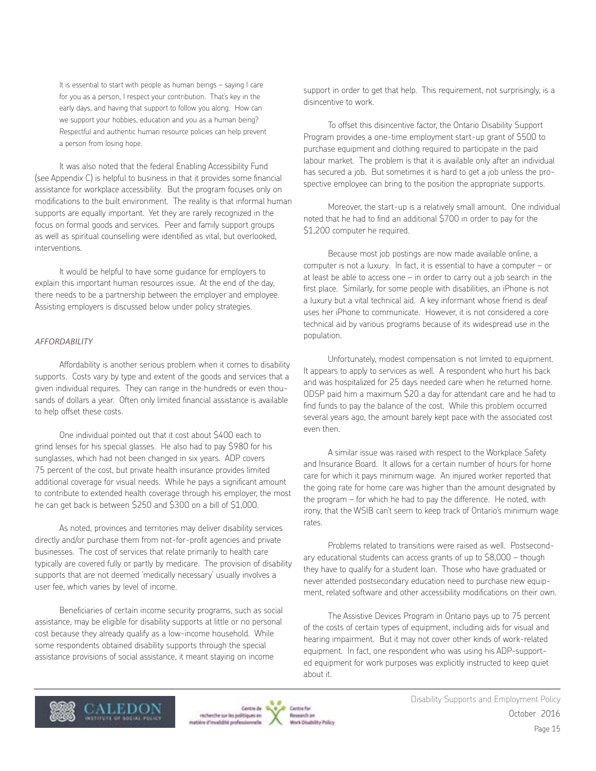> It is essential to start with people as human beings – saying I care for you as a person, I respect your contribution. That's key in the early days, and having that support to follow you along. How can we support your hobbies, education and you as a human being? Respectful and authentic human resource policies can help prevent a person from losing hope.

It was also noted that the federal Enabling Accessibility Fund (see Appendix C) is helpful to business in that it provides some financial assistance for workplace accessibility. But the program focuses only on modifications to the built environment. The reality is that informal human supports are equally important. Yet they are rarely recognized in the focus on formal goods and services. Peer and family support groups as well as spiritual counselling were identified as vital, but overlooked, interventions.

It would be helpful to have some guidance for employers to explain this important human resources issue. At the end of the day, there needs to be a partnership between the employer and employee. Assisting employers is discussed below under policy strategies.

### *AFFORDABILITY*

Affordability is another serious problem when it comes to disability supports. Costs vary by type and extent of the goods and services that a given individual requires. They can range in the hundreds or even thousands of dollars a year. Often only limited financial assistance is available to help offset these costs.

One individual pointed out that it cost about $400 each to grind lenses for his special glasses. He also had to pay $980 for his sunglasses, which had not been changed in six years. ADP covers 75 percent of the cost, but private health insurance provides limited additional coverage for visual needs. While he pays a significant amount to contribute to extended health coverage through his employer, the most he can get back is between $250 and $300 on a bill of $1,000.

As noted, provinces and territories may deliver disability services directly and/or purchase them from not-for-profit agencies and private businesses. The cost of services that relate primarily to health care typically are covered fully or partly by medicare. The provision of disability supports that are not deemed 'medically necessary' usually involves a user fee, which varies by level of income.

Beneficiaries of certain income security programs, such as social assistance, may be eligible for disability supports at little or no personal cost because they already qualify as a low-income household. While some respondents obtained disability supports through the special assistance provisions of social assistance, it meant staying on income support in order to get that help. This requirement, not surprisingly, is a disincentive to work.

To offset this disincentive factor, the Ontario Disability Support Program provides a one-time employment start-up grant of $500 to purchase equipment and clothing required to participate in the paid labour market. The problem is that it is available only after an individual has secured a job. But sometimes it is hard to get a job unless the prospective employee can bring to the position the appropriate supports.

Moreover, the start-up is a relatively small amount. One individual noted that he had to find an additional $700 in order to pay for the $1,200 computer he required.

Because most job postings are now made available online, a computer is not a luxury. In fact, it is essential to have a computer – or at least be able to access one – in order to carry out a job search in the first place. Similarly, for some people with disabilities, an iPhone is not a luxury but a vital technical aid. A key informant whose friend is deaf uses her iPhone to communicate. However, it is not considered a core technical aid by various programs because of its widespread use in the population.

Unfortunately, modest compensation is not limited to equipment. It appears to apply to services as well. A respondent who hurt his back and was hospitalized for 25 days needed care when he returned home. ODSP paid him a maximum $20 a day for attendant care and he had to find funds to pay the balance of the cost. While this problem occurred several years ago, the amount barely kept pace with the associated cost even then.

A similar issue was raised with respect to the Workplace Safety and Insurance Board. It allows for a certain number of hours for home care for which it pays minimum wage. An injured worker reported that the going rate for home care was higher than the amount designated by the program – for which he had to pay the difference. He noted, with irony, that the WSIB can't seem to keep track of Ontario's minimum wage rates.

Problems related to transitions were raised as well. Postsecondary educational students can access grants of up to $8,000 – though they have to qualify for a student loan. Those who have graduated or never attended postsecondary education need to purchase new equipment, related software and other accessibility modifications on their own.

The Assistive Devices Program in Ontario pays up to 75 percent of the costs of certain types of equipment, including aids for visual and hearing impairment. But it may not cover other kinds of work-related equipment. In fact, one respondent who was using his ADP-supported equipment for work purposes was explicitly instructed to keep quiet about it.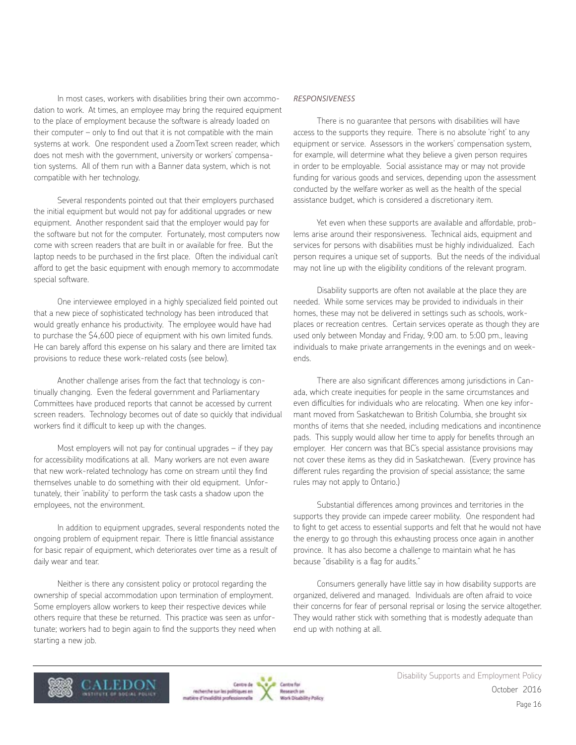In most cases, workers with disabilities bring their own accommodation to work. At times, an employee may bring the required equipment to the place of employment because the software is already loaded on their computer – only to find out that it is not compatible with the main systems at work. One respondent used a ZoomText screen reader, which does not mesh with the government, university or workers' compensation systems. All of them run with a Banner data system, which is not compatible with her technology.

Several respondents pointed out that their employers purchased the initial equipment but would not pay for additional upgrades or new equipment. Another respondent said that the employer would pay for the software but not for the computer. Fortunately, most computers now come with screen readers that are built in or available for free. But the laptop needs to be purchased in the first place. Often the individual can't afford to get the basic equipment with enough memory to accommodate special software.

One interviewee employed in a highly specialized field pointed out that a new piece of sophisticated technology has been introduced that would greatly enhance his productivity. The employee would have had to purchase the $4,600 piece of equipment with his own limited funds. He can barely afford this expense on his salary and there are limited tax provisions to reduce these work-related costs (see below).

Another challenge arises from the fact that technology is continually changing. Even the federal government and Parliamentary Committees have produced reports that cannot be accessed by current screen readers. Technology becomes out of date so quickly that individual workers find it difficult to keep up with the changes.

Most employers will not pay for continual upgrades – if they pay for accessibility modifications at all. Many workers are not even aware that new work-related technology has come on stream until they find themselves unable to do something with their old equipment. Unfortunately, their 'inability' to perform the task casts a shadow upon the employees, not the environment.

In addition to equipment upgrades, several respondents noted the ongoing problem of equipment repair. There is little financial assistance for basic repair of equipment, which deteriorates over time as a result of daily wear and tear.

Neither is there any consistent policy or protocol regarding the ownership of special accommodation upon termination of employment. Some employers allow workers to keep their respective devices while others require that these be returned. This practice was seen as unfortunate; workers had to begin again to find the supports they need when starting a new job.

*RESPONSIVENESS*

There is no guarantee that persons with disabilities will have access to the supports they require. There is no absolute 'right' to any equipment or service. Assessors in the workers' compensation system, for example, will determine what they believe a given person requires in order to be employable. Social assistance may or may not provide funding for various goods and services, depending upon the assessment conducted by the welfare worker as well as the health of the special assistance budget, which is considered a discretionary item.

Yet even when these supports are available and affordable, problems arise around their responsiveness. Technical aids, equipment and services for persons with disabilities must be highly individualized. Each person requires a unique set of supports. But the needs of the individual may not line up with the eligibility conditions of the relevant program.

Disability supports are often not available at the place they are needed. While some services may be provided to individuals in their homes, these may not be delivered in settings such as schools, workplaces or recreation centres. Certain services operate as though they are used only between Monday and Friday, 9:00 am. to 5:00 pm., leaving individuals to make private arrangements in the evenings and on weekends.

There are also significant differences among jurisdictions in Canada, which create inequities for people in the same circumstances and even difficulties for individuals who are relocating. When one key informant moved from Saskatchewan to British Columbia, she brought six months of items that she needed, including medications and incontinence pads. This supply would allow her time to apply for benefits through an employer. Her concern was that BC's special assistance provisions may not cover these items as they did in Saskatchewan. (Every province has different rules regarding the provision of special assistance; the same rules may not apply to Ontario.)

Substantial differences among provinces and territories in the supports they provide can impede career mobility. One respondent had to fight to get access to essential supports and felt that he would not have the energy to go through this exhausting process once again in another province. It has also become a challenge to maintain what he has because "disability is a flag for audits."

Consumers generally have little say in how disability supports are organized, delivered and managed. Individuals are often afraid to voice their concerns for fear of personal reprisal or losing the service altogether. They would rather stick with something that is modestly adequate than end up with nothing at all.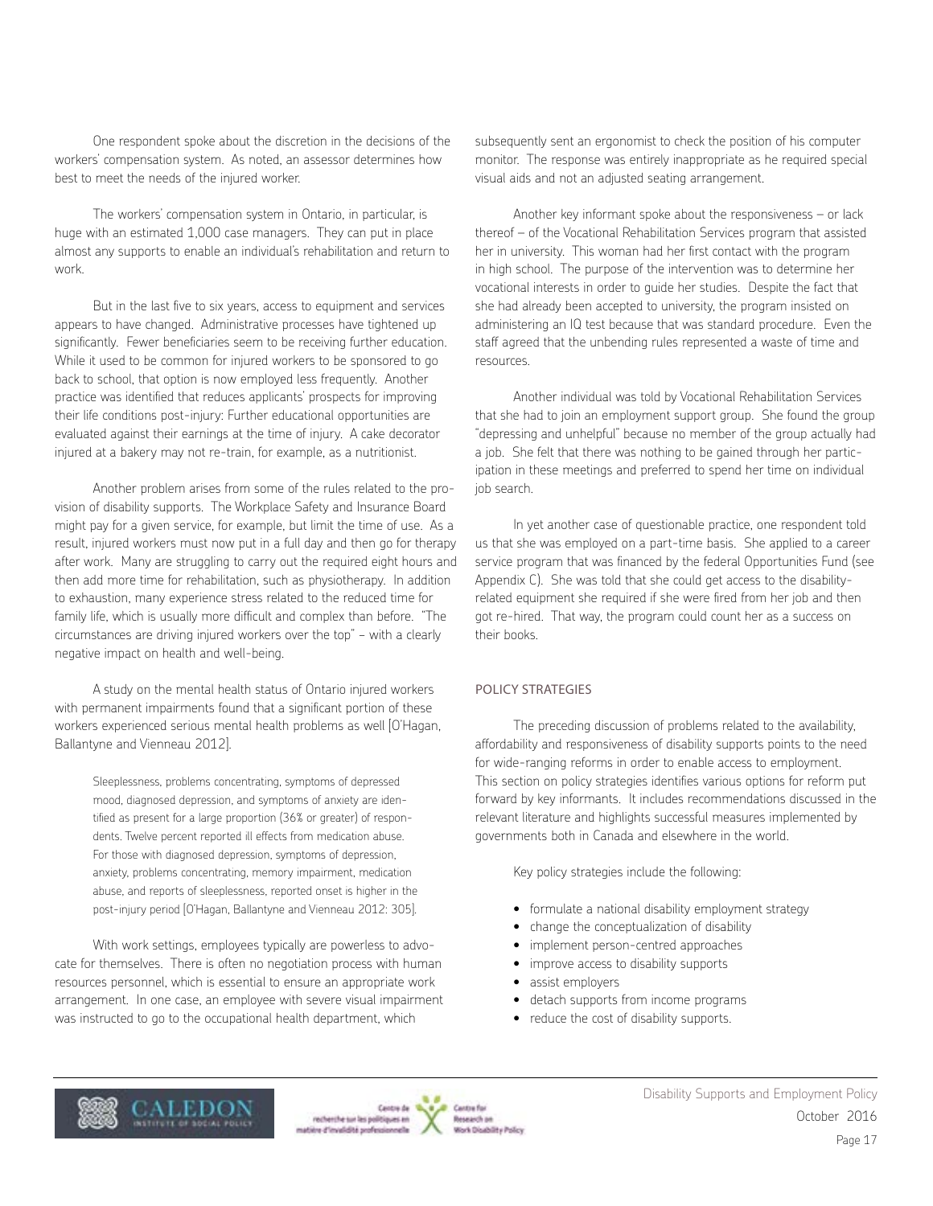One respondent spoke about the discretion in the decisions of the workers' compensation system. As noted, an assessor determines how best to meet the needs of the injured worker.

The workers' compensation system in Ontario, in particular, is huge with an estimated 1,000 case managers. They can put in place almost any supports to enable an individual's rehabilitation and return to work.

But in the last five to six years, access to equipment and services appears to have changed. Administrative processes have tightened up significantly. Fewer beneficiaries seem to be receiving further education. While it used to be common for injured workers to be sponsored to go back to school, that option is now employed less frequently. Another practice was identified that reduces applicants' prospects for improving their life conditions post-injury: Further educational opportunities are evaluated against their earnings at the time of injury. A cake decorator injured at a bakery may not re-train, for example, as a nutritionist.

Another problem arises from some of the rules related to the provision of disability supports. The Workplace Safety and Insurance Board might pay for a given service, for example, but limit the time of use. As a result, injured workers must now put in a full day and then go for therapy after work. Many are struggling to carry out the required eight hours and then add more time for rehabilitation, such as physiotherapy. In addition to exhaustion, many experience stress related to the reduced time for family life, which is usually more difficult and complex than before. "The circumstances are driving injured workers over the top" – with a clearly negative impact on health and well-being.

A study on the mental health status of Ontario injured workers with permanent impairments found that a significant portion of these workers experienced serious mental health problems as well [O'Hagan, Ballantyne and Vienneau 2012].

> Sleeplessness, problems concentrating, symptoms of depressed mood, diagnosed depression, and symptoms of anxiety are identified as present for a large proportion (36% or greater) of respondents. Twelve percent reported ill effects from medication abuse. For those with diagnosed depression, symptoms of depression, anxiety, problems concentrating, memory impairment, medication abuse, and reports of sleeplessness, reported onset is higher in the post-injury period [O'Hagan, Ballantyne and Vienneau 2012: 305].

With work settings, employees typically are powerless to advocate for themselves. There is often no negotiation process with human resources personnel, which is essential to ensure an appropriate work arrangement. In one case, an employee with severe visual impairment was instructed to go to the occupational health department, which subsequently sent an ergonomist to check the position of his computer monitor. The response was entirely inappropriate as he required special visual aids and not an adjusted seating arrangement.

Another key informant spoke about the responsiveness – or lack thereof – of the Vocational Rehabilitation Services program that assisted her in university. This woman had her first contact with the program in high school. The purpose of the intervention was to determine her vocational interests in order to guide her studies. Despite the fact that she had already been accepted to university, the program insisted on administering an IQ test because that was standard procedure. Even the staff agreed that the unbending rules represented a waste of time and resources.

Another individual was told by Vocational Rehabilitation Services that she had to join an employment support group. She found the group "depressing and unhelpful" because no member of the group actually had a job. She felt that there was nothing to be gained through her participation in these meetings and preferred to spend her time on individual job search.

In yet another case of questionable practice, one respondent told us that she was employed on a part-time basis. She applied to a career service program that was financed by the federal Opportunities Fund (see Appendix C). She was told that she could get access to the disability-related equipment she required if she were fired from her job and then got re-hired. That way, the program could count her as a success on their books.

## POLICY STRATEGIES

The preceding discussion of problems related to the availability, affordability and responsiveness of disability supports points to the need for wide-ranging reforms in order to enable access to employment. This section on policy strategies identifies various options for reform put forward by key informants. It includes recommendations discussed in the relevant literature and highlights successful measures implemented by governments both in Canada and elsewhere in the world.

Key policy strategies include the following:

- formulate a national disability employment strategy
- change the conceptualization of disability
- implement person-centred approaches
- improve access to disability supports
- assist employers
- detach supports from income programs
- reduce the cost of disability supports.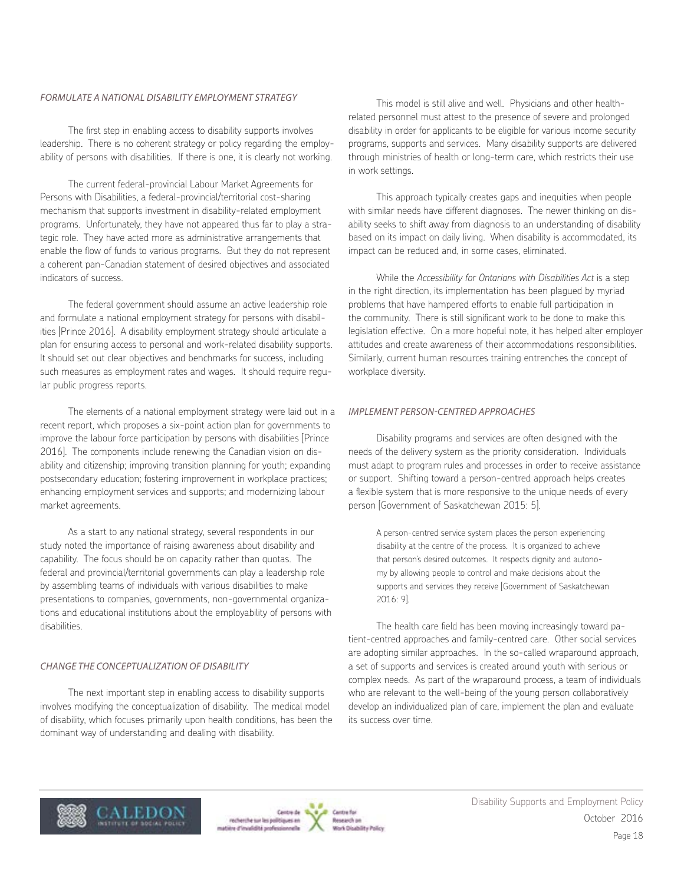### *FORMULATE A NATIONAL DISABILITY EMPLOYMENT STRATEGY*

The first step in enabling access to disability supports involves leadership. There is no coherent strategy or policy regarding the employability of persons with disabilities. If there is one, it is clearly not working.

The current federal-provincial Labour Market Agreements for Persons with Disabilities, a federal-provincial/territorial cost-sharing mechanism that supports investment in disability-related employment programs. Unfortunately, they have not appeared thus far to play a strategic role. They have acted more as administrative arrangements that enable the flow of funds to various programs. But they do not represent a coherent pan-Canadian statement of desired objectives and associated indicators of success.

The federal government should assume an active leadership role and formulate a national employment strategy for persons with disabilities [Prince 2016]. A disability employment strategy should articulate a plan for ensuring access to personal and work-related disability supports. It should set out clear objectives and benchmarks for success, including such measures as employment rates and wages. It should require regular public progress reports.

The elements of a national employment strategy were laid out in a recent report, which proposes a six-point action plan for governments to improve the labour force participation by persons with disabilities [Prince 2016]. The components include renewing the Canadian vision on disability and citizenship; improving transition planning for youth; expanding postsecondary education; fostering improvement in workplace practices; enhancing employment services and supports; and modernizing labour market agreements.

As a start to any national strategy, several respondents in our study noted the importance of raising awareness about disability and capability. The focus should be on capacity rather than quotas. The federal and provincial/territorial governments can play a leadership role by assembling teams of individuals with various disabilities to make presentations to companies, governments, non-governmental organizations and educational institutions about the employability of persons with disabilities.

### *CHANGE THE CONCEPTUALIZATION OF DISABILITY*

The next important step in enabling access to disability supports involves modifying the conceptualization of disability. The medical model of disability, which focuses primarily upon health conditions, has been the dominant way of understanding and dealing with disability.

This model is still alive and well. Physicians and other health-related personnel must attest to the presence of severe and prolonged disability in order for applicants to be eligible for various income security programs, supports and services. Many disability supports are delivered through ministries of health or long-term care, which restricts their use in work settings.

This approach typically creates gaps and inequities when people with similar needs have different diagnoses. The newer thinking on disability seeks to shift away from diagnosis to an understanding of disability based on its impact on daily living. When disability is accommodated, its impact can be reduced and, in some cases, eliminated.

While the *Accessibility for Ontarians with Disabilities Act* is a step in the right direction, its implementation has been plagued by myriad problems that have hampered efforts to enable full participation in the community. There is still significant work to be done to make this legislation effective. On a more hopeful note, it has helped alter employer attitudes and create awareness of their accommodations responsibilities. Similarly, current human resources training entrenches the concept of workplace diversity.

### *IMPLEMENT PERSON-CENTRED APPROACHES*

Disability programs and services are often designed with the needs of the delivery system as the priority consideration. Individuals must adapt to program rules and processes in order to receive assistance or support. Shifting toward a person-centred approach helps creates a flexible system that is more responsive to the unique needs of every person [Government of Saskatchewan 2015: 5].

> A person-centred service system places the person experiencing disability at the centre of the process. It is organized to achieve that person's desired outcomes. It respects dignity and autonomy by allowing people to control and make decisions about the supports and services they receive [Government of Saskatchewan 2016: 9].

The health care field has been moving increasingly toward patient-centred approaches and family-centred care. Other social services are adopting similar approaches. In the so-called wraparound approach, a set of supports and services is created around youth with serious or complex needs. As part of the wraparound process, a team of individuals who are relevant to the well-being of the young person collaboratively develop an individualized plan of care, implement the plan and evaluate its success over time.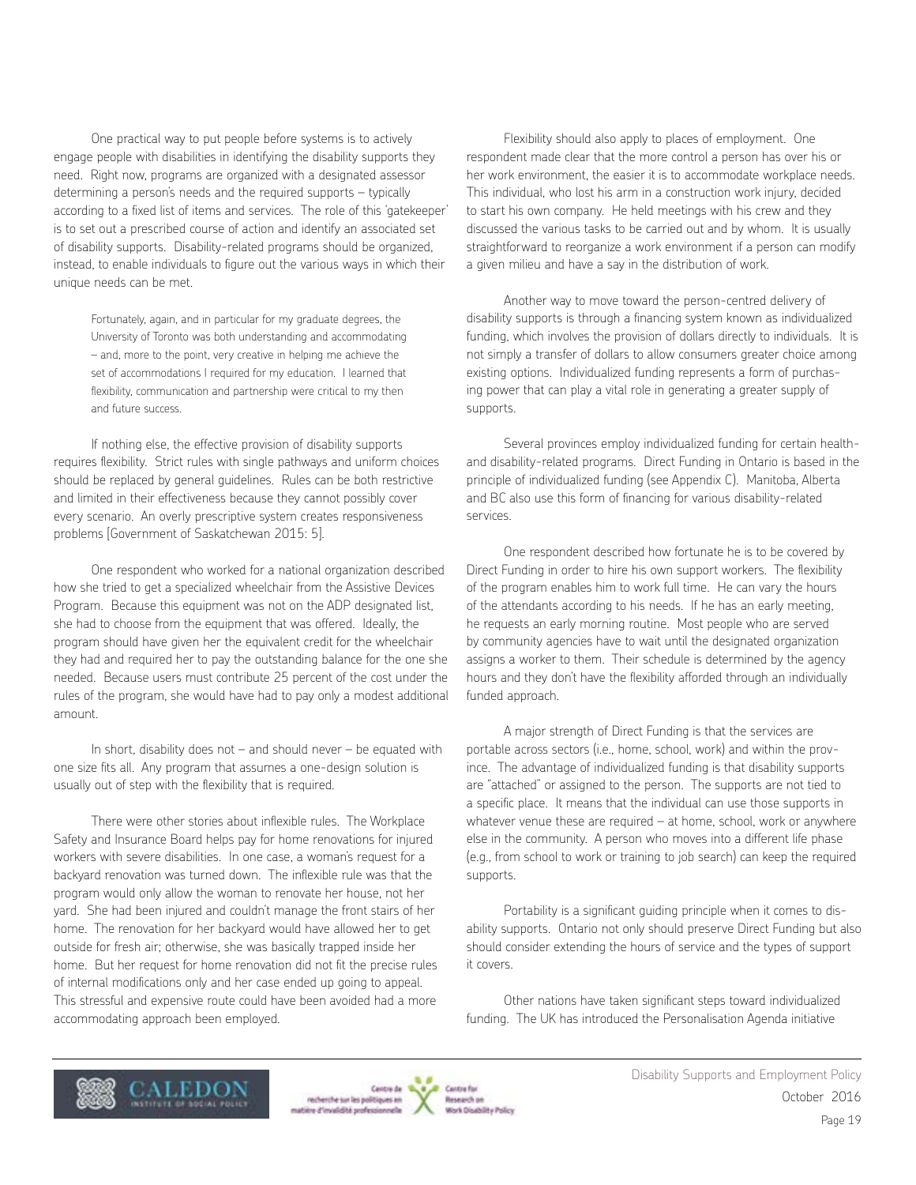One practical way to put people before systems is to actively engage people with disabilities in identifying the disability supports they need. Right now, programs are organized with a designated assessor determining a person's needs and the required supports – typically according to a fixed list of items and services. The role of this 'gatekeeper' is to set out a prescribed course of action and identify an associated set of disability supports. Disability-related programs should be organized, instead, to enable individuals to figure out the various ways in which their unique needs can be met.

> Fortunately, again, and in particular for my graduate degrees, the University of Toronto was both understanding and accommodating – and, more to the point, very creative in helping me achieve the set of accommodations I required for my education. I learned that flexibility, communication and partnership were critical to my then and future success.

If nothing else, the effective provision of disability supports requires flexibility. Strict rules with single pathways and uniform choices should be replaced by general guidelines. Rules can be both restrictive and limited in their effectiveness because they cannot possibly cover every scenario. An overly prescriptive system creates responsiveness problems [Government of Saskatchewan 2015: 5].

One respondent who worked for a national organization described how she tried to get a specialized wheelchair from the Assistive Devices Program. Because this equipment was not on the ADP designated list, she had to choose from the equipment that was offered. Ideally, the program should have given her the equivalent credit for the wheelchair they had and required her to pay the outstanding balance for the one she needed. Because users must contribute 25 percent of the cost under the rules of the program, she would have had to pay only a modest additional amount.

In short, disability does not – and should never – be equated with one size fits all. Any program that assumes a one-design solution is usually out of step with the flexibility that is required.

There were other stories about inflexible rules. The Workplace Safety and Insurance Board helps pay for home renovations for injured workers with severe disabilities. In one case, a woman's request for a backyard renovation was turned down. The inflexible rule was that the program would only allow the woman to renovate her house, not her yard. She had been injured and couldn't manage the front stairs of her home. The renovation for her backyard would have allowed her to get outside for fresh air; otherwise, she was basically trapped inside her home. But her request for home renovation did not fit the precise rules of internal modifications only and her case ended up going to appeal. This stressful and expensive route could have been avoided had a more accommodating approach been employed.

Flexibility should also apply to places of employment. One respondent made clear that the more control a person has over his or her work environment, the easier it is to accommodate workplace needs. This individual, who lost his arm in a construction work injury, decided to start his own company. He held meetings with his crew and they discussed the various tasks to be carried out and by whom. It is usually straightforward to reorganize a work environment if a person can modify a given milieu and have a say in the distribution of work.

Another way to move toward the person-centred delivery of disability supports is through a financing system known as individualized funding, which involves the provision of dollars directly to individuals. It is not simply a transfer of dollars to allow consumers greater choice among existing options. Individualized funding represents a form of purchasing power that can play a vital role in generating a greater supply of supports.

Several provinces employ individualized funding for certain health- and disability-related programs. Direct Funding in Ontario is based in the principle of individualized funding (see Appendix C). Manitoba, Alberta and BC also use this form of financing for various disability-related services.

One respondent described how fortunate he is to be covered by Direct Funding in order to hire his own support workers. The flexibility of the program enables him to work full time. He can vary the hours of the attendants according to his needs. If he has an early meeting, he requests an early morning routine. Most people who are served by community agencies have to wait until the designated organization assigns a worker to them. Their schedule is determined by the agency hours and they don't have the flexibility afforded through an individually funded approach.

A major strength of Direct Funding is that the services are portable across sectors (i.e., home, school, work) and within the province. The advantage of individualized funding is that disability supports are "attached" or assigned to the person. The supports are not tied to a specific place. It means that the individual can use those supports in whatever venue these are required – at home, school, work or anywhere else in the community. A person who moves into a different life phase (e.g., from school to work or training to job search) can keep the required supports.

Portability is a significant guiding principle when it comes to disability supports. Ontario not only should preserve Direct Funding but also should consider extending the hours of service and the types of support it covers.

Other nations have taken significant steps toward individualized funding. The UK has introduced the Personalisation Agenda initiative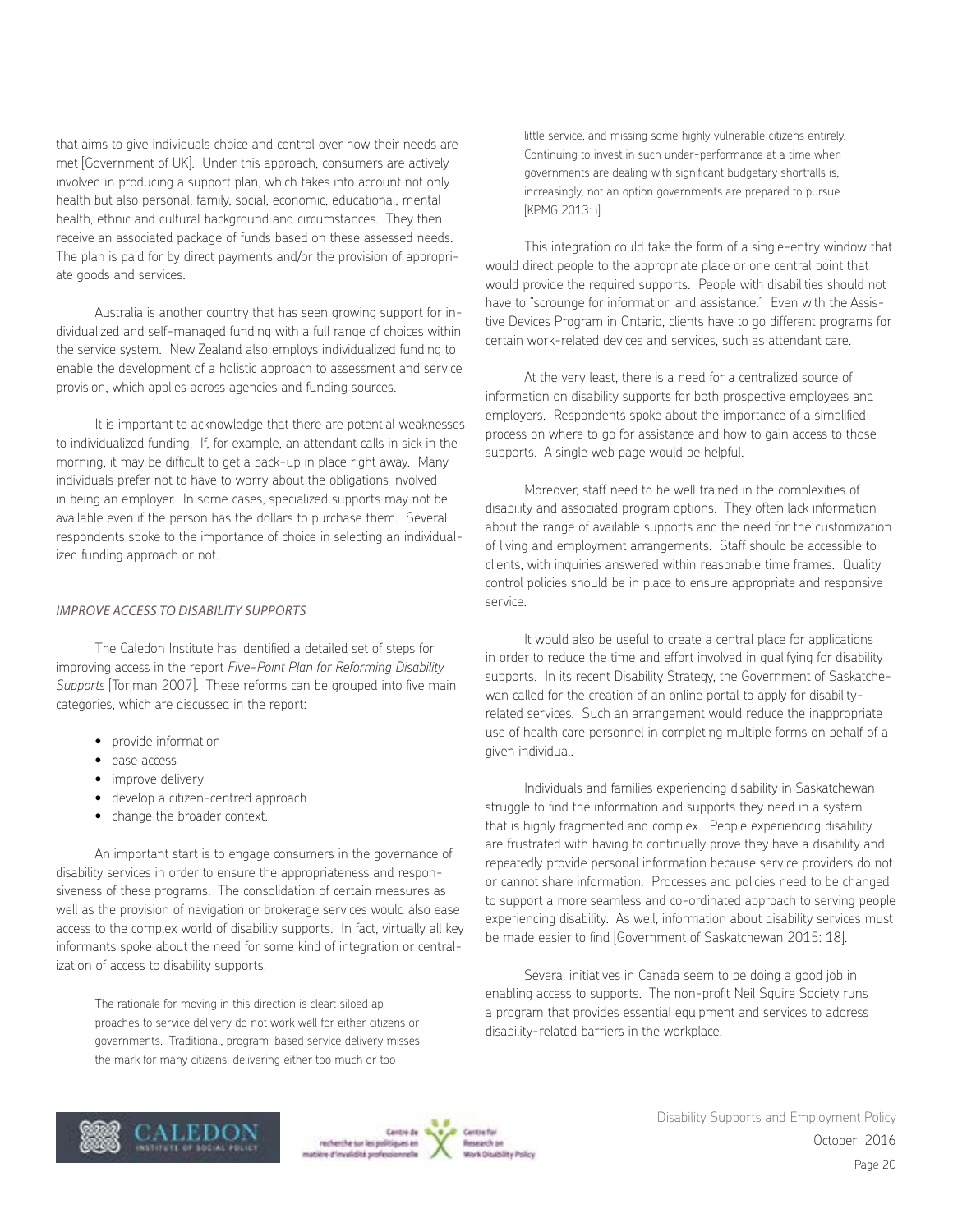that aims to give individuals choice and control over how their needs are met [Government of UK]. Under this approach, consumers are actively involved in producing a support plan, which takes into account not only health but also personal, family, social, economic, educational, mental health, ethnic and cultural background and circumstances. They then receive an associated package of funds based on these assessed needs. The plan is paid for by direct payments and/or the provision of appropriate goods and services.

Australia is another country that has seen growing support for individualized and self-managed funding with a full range of choices within the service system. New Zealand also employs individualized funding to enable the development of a holistic approach to assessment and service provision, which applies across agencies and funding sources.

It is important to acknowledge that there are potential weaknesses to individualized funding. If, for example, an attendant calls in sick in the morning, it may be difficult to get a back-up in place right away. Many individuals prefer not to have to worry about the obligations involved in being an employer. In some cases, specialized supports may not be available even if the person has the dollars to purchase them. Several respondents spoke to the importance of choice in selecting an individualized funding approach or not.

### *IMPROVE ACCESS TO DISABILITY SUPPORTS*

The Caledon Institute has identified a detailed set of steps for improving access in the report *Five-Point Plan for Reforming Disability Supports* [Torjman 2007]. These reforms can be grouped into five main categories, which are discussed in the report:

- provide information
- ease access
- improve delivery
- develop a citizen-centred approach
- change the broader context.

An important start is to engage consumers in the governance of disability services in order to ensure the appropriateness and responsiveness of these programs. The consolidation of certain measures as well as the provision of navigation or brokerage services would also ease access to the complex world of disability supports. In fact, virtually all key informants spoke about the need for some kind of integration or centralization of access to disability supports.

> The rationale for moving in this direction is clear: siloed approaches to service delivery do not work well for either citizens or governments. Traditional, program-based service delivery misses the mark for many citizens, delivering either too much or too little service, and missing some highly vulnerable citizens entirely. Continuing to invest in such under-performance at a time when governments are dealing with significant budgetary shortfalls is, increasingly, not an option governments are prepared to pursue [KPMG 2013: i].

This integration could take the form of a single-entry window that would direct people to the appropriate place or one central point that would provide the required supports. People with disabilities should not have to "scrounge for information and assistance." Even with the Assistive Devices Program in Ontario, clients have to go different programs for certain work-related devices and services, such as attendant care.

At the very least, there is a need for a centralized source of information on disability supports for both prospective employees and employers. Respondents spoke about the importance of a simplified process on where to go for assistance and how to gain access to those supports. A single web page would be helpful.

Moreover, staff need to be well trained in the complexities of disability and associated program options. They often lack information about the range of available supports and the need for the customization of living and employment arrangements. Staff should be accessible to clients, with inquiries answered within reasonable time frames. Quality control policies should be in place to ensure appropriate and responsive service.

It would also be useful to create a central place for applications in order to reduce the time and effort involved in qualifying for disability supports. In its recent Disability Strategy, the Government of Saskatchewan called for the creation of an online portal to apply for disability-related services. Such an arrangement would reduce the inappropriate use of health care personnel in completing multiple forms on behalf of a given individual.

> Individuals and families experiencing disability in Saskatchewan struggle to find the information and supports they need in a system that is highly fragmented and complex. People experiencing disability are frustrated with having to continually prove they have a disability and repeatedly provide personal information because service providers do not or cannot share information. Processes and policies need to be changed to support a more seamless and co-ordinated approach to serving people experiencing disability. As well, information about disability services must be made easier to find [Government of Saskatchewan 2015: 18].

Several initiatives in Canada seem to be doing a good job in enabling access to supports. The non-profit Neil Squire Society runs a program that provides essential equipment and services to address disability-related barriers in the workplace.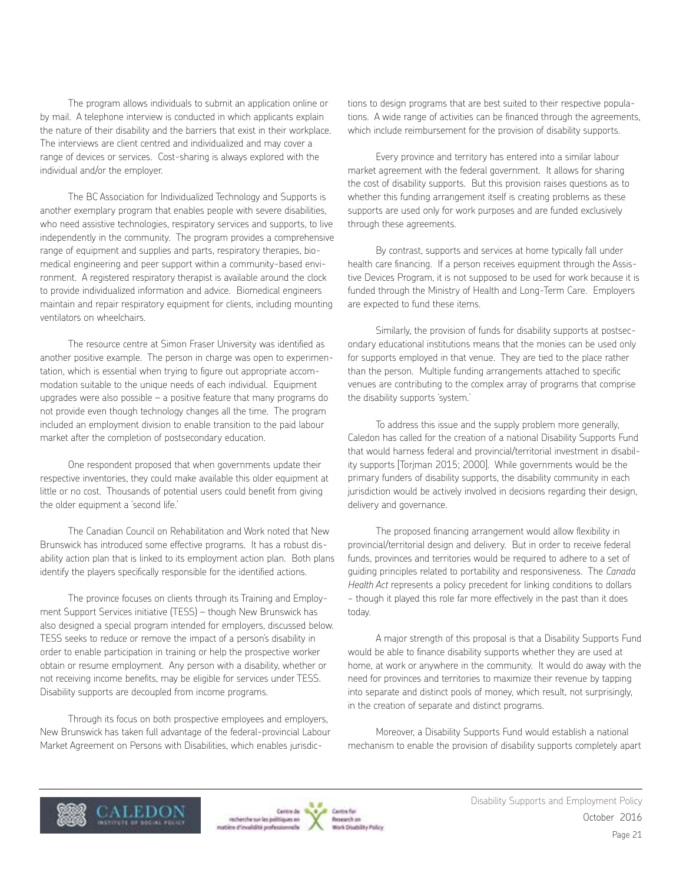The program allows individuals to submit an application online or by mail. A telephone interview is conducted in which applicants explain the nature of their disability and the barriers that exist in their workplace. The interviews are client centred and individualized and may cover a range of devices or services. Cost-sharing is always explored with the individual and/or the employer.

The BC Association for Individualized Technology and Supports is another exemplary program that enables people with severe disabilities, who need assistive technologies, respiratory services and supports, to live independently in the community. The program provides a comprehensive range of equipment and supplies and parts, respiratory therapies, biomedical engineering and peer support within a community-based environment. A registered respiratory therapist is available around the clock to provide individualized information and advice. Biomedical engineers maintain and repair respiratory equipment for clients, including mounting ventilators on wheelchairs.

The resource centre at Simon Fraser University was identified as another positive example. The person in charge was open to experimentation, which is essential when trying to figure out appropriate accommodation suitable to the unique needs of each individual. Equipment upgrades were also possible – a positive feature that many programs do not provide even though technology changes all the time. The program included an employment division to enable transition to the paid labour market after the completion of postsecondary education.

One respondent proposed that when governments update their respective inventories, they could make available this older equipment at little or no cost. Thousands of potential users could benefit from giving the older equipment a 'second life.'

The Canadian Council on Rehabilitation and Work noted that New Brunswick has introduced some effective programs. It has a robust disability action plan that is linked to its employment action plan. Both plans identify the players specifically responsible for the identified actions.

The province focuses on clients through its Training and Employment Support Services initiative (TESS) – though New Brunswick has also designed a special program intended for employers, discussed below. TESS seeks to reduce or remove the impact of a person's disability in order to enable participation in training or help the prospective worker obtain or resume employment. Any person with a disability, whether or not receiving income benefits, may be eligible for services under TESS. Disability supports are decoupled from income programs.

Through its focus on both prospective employees and employers, New Brunswick has taken full advantage of the federal-provincial Labour Market Agreement on Persons with Disabilities, which enables jurisdictions to design programs that are best suited to their respective populations. A wide range of activities can be financed through the agreements, which include reimbursement for the provision of disability supports.

Every province and territory has entered into a similar labour market agreement with the federal government. It allows for sharing the cost of disability supports. But this provision raises questions as to whether this funding arrangement itself is creating problems as these supports are used only for work purposes and are funded exclusively through these agreements.

By contrast, supports and services at home typically fall under health care financing. If a person receives equipment through the Assistive Devices Program, it is not supposed to be used for work because it is funded through the Ministry of Health and Long-Term Care. Employers are expected to fund these items.

Similarly, the provision of funds for disability supports at postsecondary educational institutions means that the monies can be used only for supports employed in that venue. They are tied to the place rather than the person. Multiple funding arrangements attached to specific venues are contributing to the complex array of programs that comprise the disability supports 'system.'

To address this issue and the supply problem more generally, Caledon has called for the creation of a national Disability Supports Fund that would harness federal and provincial/territorial investment in disability supports [Torjman 2015; 2000]. While governments would be the primary funders of disability supports, the disability community in each jurisdiction would be actively involved in decisions regarding their design, delivery and governance.

The proposed financing arrangement would allow flexibility in provincial/territorial design and delivery. But in order to receive federal funds, provinces and territories would be required to adhere to a set of guiding principles related to portability and responsiveness. The *Canada Health Act* represents a policy precedent for linking conditions to dollars – though it played this role far more effectively in the past than it does today.

A major strength of this proposal is that a Disability Supports Fund would be able to finance disability supports whether they are used at home, at work or anywhere in the community. It would do away with the need for provinces and territories to maximize their revenue by tapping into separate and distinct pools of money, which result, not surprisingly, in the creation of separate and distinct programs.

Moreover, a Disability Supports Fund would establish a national mechanism to enable the provision of disability supports completely apart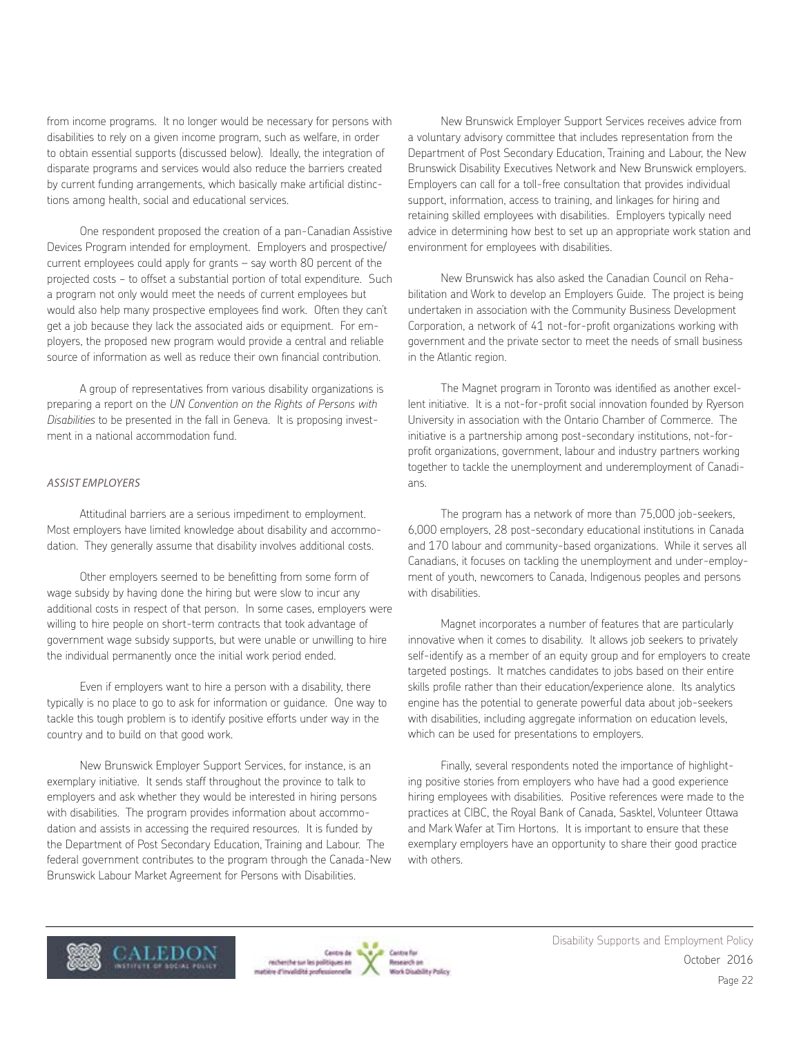from income programs. It no longer would be necessary for persons with disabilities to rely on a given income program, such as welfare, in order to obtain essential supports (discussed below). Ideally, the integration of disparate programs and services would also reduce the barriers created by current funding arrangements, which basically make artificial distinctions among health, social and educational services.

One respondent proposed the creation of a pan-Canadian Assistive Devices Program intended for employment. Employers and prospective/current employees could apply for grants – say worth 80 percent of the projected costs – to offset a substantial portion of total expenditure. Such a program not only would meet the needs of current employees but would also help many prospective employees find work. Often they can't get a job because they lack the associated aids or equipment. For employers, the proposed new program would provide a central and reliable source of information as well as reduce their own financial contribution.

A group of representatives from various disability organizations is preparing a report on the *UN Convention on the Rights of Persons with Disabilities* to be presented in the fall in Geneva. It is proposing investment in a national accommodation fund.

### *ASSIST EMPLOYERS*

Attitudinal barriers are a serious impediment to employment. Most employers have limited knowledge about disability and accommodation. They generally assume that disability involves additional costs.

Other employers seemed to be benefitting from some form of wage subsidy by having done the hiring but were slow to incur any additional costs in respect of that person. In some cases, employers were willing to hire people on short-term contracts that took advantage of government wage subsidy supports, but were unable or unwilling to hire the individual permanently once the initial work period ended.

Even if employers want to hire a person with a disability, there typically is no place to go to ask for information or guidance. One way to tackle this tough problem is to identify positive efforts under way in the country and to build on that good work.

New Brunswick Employer Support Services, for instance, is an exemplary initiative. It sends staff throughout the province to talk to employers and ask whether they would be interested in hiring persons with disabilities. The program provides information about accommodation and assists in accessing the required resources. It is funded by the Department of Post Secondary Education, Training and Labour. The federal government contributes to the program through the Canada-New Brunswick Labour Market Agreement for Persons with Disabilities.

New Brunswick Employer Support Services receives advice from a voluntary advisory committee that includes representation from the Department of Post Secondary Education, Training and Labour, the New Brunswick Disability Executives Network and New Brunswick employers. Employers can call for a toll-free consultation that provides individual support, information, access to training, and linkages for hiring and retaining skilled employees with disabilities. Employers typically need advice in determining how best to set up an appropriate work station and environment for employees with disabilities.

New Brunswick has also asked the Canadian Council on Rehabilitation and Work to develop an Employers Guide. The project is being undertaken in association with the Community Business Development Corporation, a network of 41 not-for-profit organizations working with government and the private sector to meet the needs of small business in the Atlantic region.

The Magnet program in Toronto was identified as another excellent initiative. It is a not-for-profit social innovation founded by Ryerson University in association with the Ontario Chamber of Commerce. The initiative is a partnership among post-secondary institutions, not-for-profit organizations, government, labour and industry partners working together to tackle the unemployment and underemployment of Canadians.

The program has a network of more than 75,000 job-seekers, 6,000 employers, 28 post-secondary educational institutions in Canada and 170 labour and community-based organizations. While it serves all Canadians, it focuses on tackling the unemployment and under-employment of youth, newcomers to Canada, Indigenous peoples and persons with disabilities.

Magnet incorporates a number of features that are particularly innovative when it comes to disability. It allows job seekers to privately self-identify as a member of an equity group and for employers to create targeted postings. It matches candidates to jobs based on their entire skills profile rather than their education/experience alone. Its analytics engine has the potential to generate powerful data about job-seekers with disabilities, including aggregate information on education levels, which can be used for presentations to employers.

Finally, several respondents noted the importance of highlighting positive stories from employers who have had a good experience hiring employees with disabilities. Positive references were made to the practices at CIBC, the Royal Bank of Canada, Sasktel, Volunteer Ottawa and Mark Wafer at Tim Hortons. It is important to ensure that these exemplary employers have an opportunity to share their good practice with others.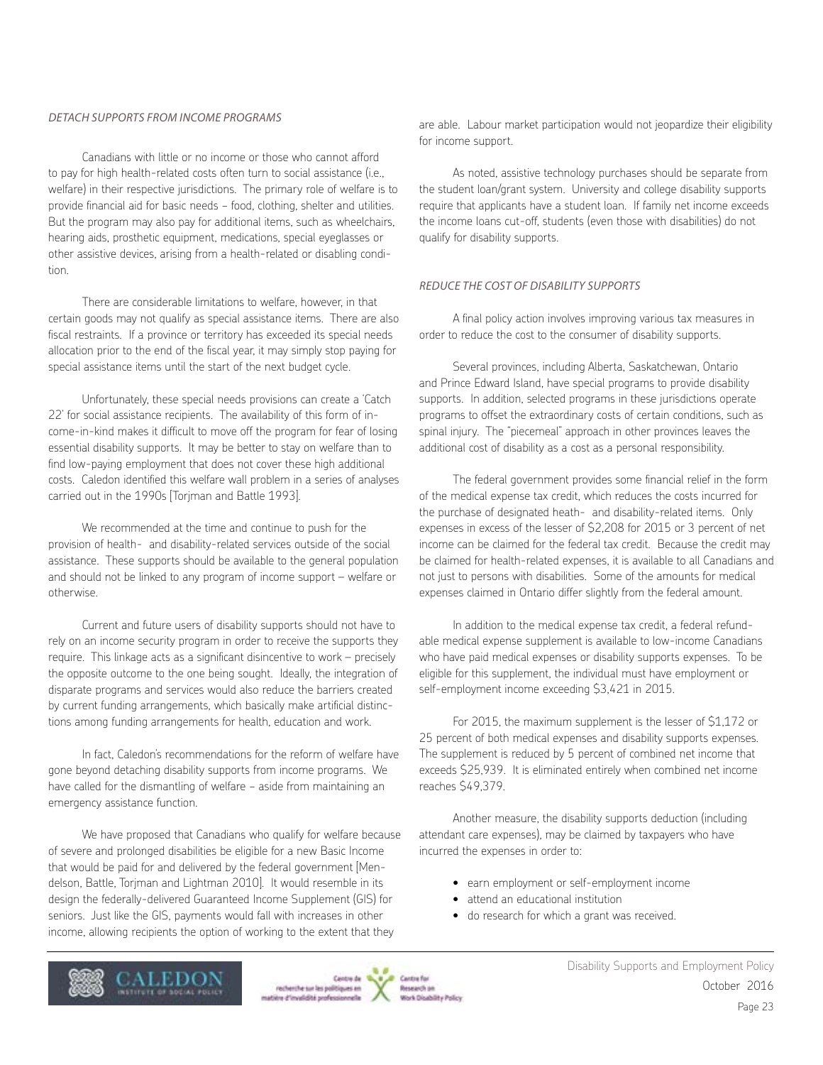### *DETACH SUPPORTS FROM INCOME PROGRAMS*

Canadians with little or no income or those who cannot afford to pay for high health-related costs often turn to social assistance (i.e., welfare) in their respective jurisdictions. The primary role of welfare is to provide financial aid for basic needs – food, clothing, shelter and utilities. But the program may also pay for additional items, such as wheelchairs, hearing aids, prosthetic equipment, medications, special eyeglasses or other assistive devices, arising from a health-related or disabling condition.

There are considerable limitations to welfare, however, in that certain goods may not qualify as special assistance items. There are also fiscal restraints. If a province or territory has exceeded its special needs allocation prior to the end of the fiscal year, it may simply stop paying for special assistance items until the start of the next budget cycle.

Unfortunately, these special needs provisions can create a 'Catch 22' for social assistance recipients. The availability of this form of income-in-kind makes it difficult to move off the program for fear of losing essential disability supports. It may be better to stay on welfare than to find low-paying employment that does not cover these high additional costs. Caledon identified this welfare wall problem in a series of analyses carried out in the 1990s [Torjman and Battle 1993].

We recommended at the time and continue to push for the provision of health- and disability-related services outside of the social assistance. These supports should be available to the general population and should not be linked to any program of income support – welfare or otherwise.

Current and future users of disability supports should not have to rely on an income security program in order to receive the supports they require. This linkage acts as a significant disincentive to work – precisely the opposite outcome to the one being sought. Ideally, the integration of disparate programs and services would also reduce the barriers created by current funding arrangements, which basically make artificial distinctions among funding arrangements for health, education and work.

In fact, Caledon's recommendations for the reform of welfare have gone beyond detaching disability supports from income programs. We have called for the dismantling of welfare – aside from maintaining an emergency assistance function.

We have proposed that Canadians who qualify for welfare because of severe and prolonged disabilities be eligible for a new Basic Income that would be paid for and delivered by the federal government [Mendelson, Battle, Torjman and Lightman 2010]. It would resemble in its design the federally-delivered Guaranteed Income Supplement (GIS) for seniors. Just like the GIS, payments would fall with increases in other income, allowing recipients the option of working to the extent that they are able. Labour market participation would not jeopardize their eligibility for income support.

As noted, assistive technology purchases should be separate from the student loan/grant system. University and college disability supports require that applicants have a student loan. If family net income exceeds the income loans cut-off, students (even those with disabilities) do not qualify for disability supports.

### *REDUCE THE COST OF DISABILITY SUPPORTS*

A final policy action involves improving various tax measures in order to reduce the cost to the consumer of disability supports.

Several provinces, including Alberta, Saskatchewan, Ontario and Prince Edward Island, have special programs to provide disability supports. In addition, selected programs in these jurisdictions operate programs to offset the extraordinary costs of certain conditions, such as spinal injury. The "piecemeal" approach in other provinces leaves the additional cost of disability as a cost as a personal responsibility.

The federal government provides some financial relief in the form of the medical expense tax credit, which reduces the costs incurred for the purchase of designated heath- and disability-related items. Only expenses in excess of the lesser of $2,208 for 2015 or 3 percent of net income can be claimed for the federal tax credit. Because the credit may be claimed for health-related expenses, it is available to all Canadians and not just to persons with disabilities. Some of the amounts for medical expenses claimed in Ontario differ slightly from the federal amount.

In addition to the medical expense tax credit, a federal refundable medical expense supplement is available to low-income Canadians who have paid medical expenses or disability supports expenses. To be eligible for this supplement, the individual must have employment or self-employment income exceeding $3,421 in 2015.

For 2015, the maximum supplement is the lesser of $1,172 or 25 percent of both medical expenses and disability supports expenses. The supplement is reduced by 5 percent of combined net income that exceeds $25,939. It is eliminated entirely when combined net income reaches $49,379.

Another measure, the disability supports deduction (including attendant care expenses), may be claimed by taxpayers who have incurred the expenses in order to:

- earn employment or self-employment income
- attend an educational institution
- do research for which a grant was received.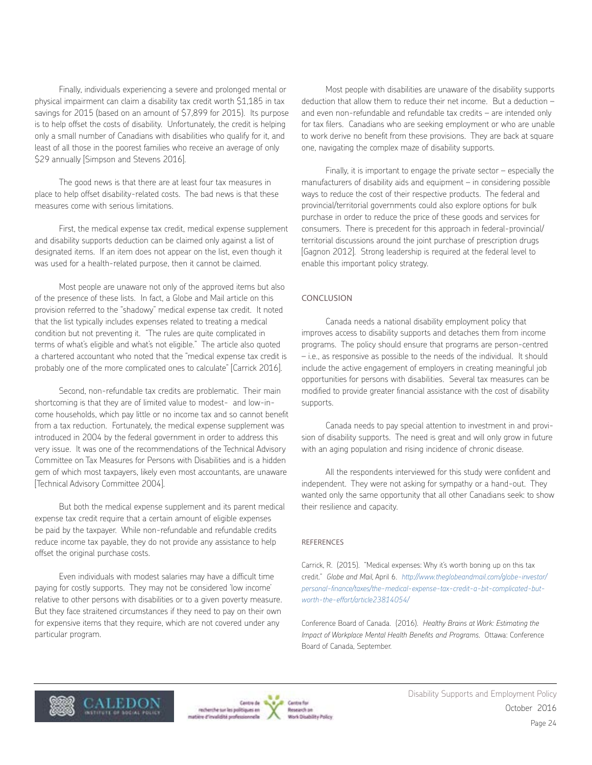Finally, individuals experiencing a severe and prolonged mental or physical impairment can claim a disability tax credit worth $1,185 in tax savings for 2015 (based on an amount of $7,899 for 2015). Its purpose is to help offset the costs of disability. Unfortunately, the credit is helping only a small number of Canadians with disabilities who qualify for it, and least of all those in the poorest families who receive an average of only $29 annually [Simpson and Stevens 2016].

The good news is that there are at least four tax measures in place to help offset disability-related costs. The bad news is that these measures come with serious limitations.

First, the medical expense tax credit, medical expense supplement and disability supports deduction can be claimed only against a list of designated items. If an item does not appear on the list, even though it was used for a health-related purpose, then it cannot be claimed.

Most people are unaware not only of the approved items but also of the presence of these lists. In fact, a Globe and Mail article on this provision referred to the "shadowy" medical expense tax credit. It noted that the list typically includes expenses related to treating a medical condition but not preventing it. "The rules are quite complicated in terms of what's eligible and what's not eligible." The article also quoted a chartered accountant who noted that the "medical expense tax credit is probably one of the more complicated ones to calculate" [Carrick 2016].

Second, non-refundable tax credits are problematic. Their main shortcoming is that they are of limited value to modest- and low-income households, which pay little or no income tax and so cannot benefit from a tax reduction. Fortunately, the medical expense supplement was introduced in 2004 by the federal government in order to address this very issue. It was one of the recommendations of the Technical Advisory Committee on Tax Measures for Persons with Disabilities and is a hidden gem of which most taxpayers, likely even most accountants, are unaware [Technical Advisory Committee 2004].

But both the medical expense supplement and its parent medical expense tax credit require that a certain amount of eligible expenses be paid by the taxpayer. While non-refundable and refundable credits reduce income tax payable, they do not provide any assistance to help offset the original purchase costs.

Even individuals with modest salaries may have a difficult time paying for costly supports. They may not be considered 'low income' relative to other persons with disabilities or to a given poverty measure. But they face straitened circumstances if they need to pay on their own for expensive items that they require, which are not covered under any particular program.

Most people with disabilities are unaware of the disability supports deduction that allow them to reduce their net income. But a deduction – and even non-refundable and refundable tax credits – are intended only for tax filers. Canadians who are seeking employment or who are unable to work derive no benefit from these provisions. They are back at square one, navigating the complex maze of disability supports.

Finally, it is important to engage the private sector – especially the manufacturers of disability aids and equipment – in considering possible ways to reduce the cost of their respective products. The federal and provincial/territorial governments could also explore options for bulk purchase in order to reduce the price of these goods and services for consumers. There is precedent for this approach in federal-provincial/territorial discussions around the joint purchase of prescription drugs [Gagnon 2012]. Strong leadership is required at the federal level to enable this important policy strategy.

## CONCLUSION

Canada needs a national disability employment policy that improves access to disability supports and detaches them from income programs. The policy should ensure that programs are person-centred – i.e., as responsive as possible to the needs of the individual. It should include the active engagement of employers in creating meaningful job opportunities for persons with disabilities. Several tax measures can be modified to provide greater financial assistance with the cost of disability supports.

Canada needs to pay special attention to investment in and provision of disability supports. The need is great and will only grow in future with an aging population and rising incidence of chronic disease.

All the respondents interviewed for this study were confident and independent. They were not asking for sympathy or a hand-out. They wanted only the same opportunity that all other Canadians seek: to show their resilience and capacity.

## REFERENCES

Carrick, R. (2015). "Medical expenses: Why it's worth boning up on this tax credit." *Globe and Mail*, April 6. *http://www.theglobeandmail.com/globe-investor/personal-finance/taxes/the-medical-expense-tax-credit-a-bit-complicated-but-worth-the-effort/article23814054/*

Conference Board of Canada. (2016). *Healthy Brains at Work: Estimating the Impact of Workplace Mental Health Benefits and Programs.* Ottawa: Conference Board of Canada, September.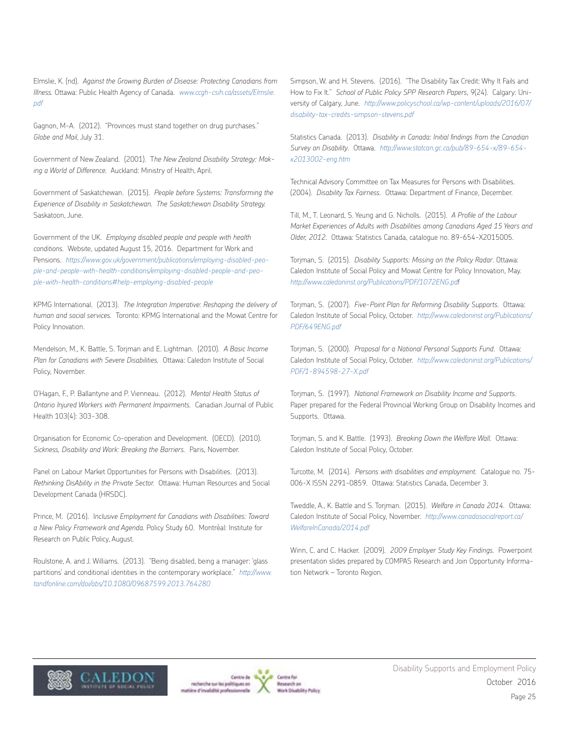Elmslie, K. (nd). *Against the Growing Burden of Disease: Protecting Canadians from Illness.* Ottawa: Public Health Agency of Canada. *www.ccgh-csih.ca/assets/Elmslie.pdf*

Gagnon, M-A. (2012). "Provinces must stand together on drug purchases." *Globe and Mail*, July 31.

Government of New Zealand. (2001). *The New Zealand Disability Strategy: Making a World of Difference.* Auckland: Ministry of Health, April.

Government of Saskatchewan. (2015). *People before Systems: Transforming the Experience of Disability in Saskatchewan. The Saskatchewan Disability Strategy.* Saskatoon, June.

Government of the UK. *Employing disabled people and people with health conditions.* Website, updated August 15, 2016. Department for Work and Pensions. *https://www.gov.uk/government/publications/employing-disabled-people-and-people-with-health-conditions/employing-disabled-people-and-people-with-health-conditions#help-employing-disabled-people*

KPMG International. (2013). *The Integration Imperative: Reshaping the delivery of human and social services.* Toronto: KPMG International and the Mowat Centre for Policy Innovation.

Mendelson, M., K. Battle, S. Torjman and E. Lightman. (2010). *A Basic Income Plan for Canadians with Severe Disabilities.* Ottawa: Caledon Institute of Social Policy, November.

O'Hagan, F., P. Ballantyne and P. Vienneau. (2012). *Mental Health Status of Ontario Injured Workers with Permanent Impairments.* Canadian Journal of Public Health 103(4): 303-308.

Organisation for Economic Co-operation and Development. (OECD). (2010). *Sickness, Disability and Work: Breaking the Barriers.* Paris, November.

Panel on Labour Market Opportunities for Persons with Disabilities. (2013). *Rethinking DisAbility in the Private Sector.* Ottawa: Human Resources and Social Development Canada (HRSDC).

Prince, M. (2016). *Inclusive Employment for Canadians with Disabilities: Toward a New Policy Framework and Agenda.* Policy Study 60. Montréal: Institute for Research on Public Policy, August.

Roulstone, A. and J. Williams. (2013). "Being disabled, being a manager: 'glass partitions' and conditional identities in the contemporary workplace." *http://www.tandfonline.com/doi/abs/10.1080/09687599.2013.764280*

Simpson, W. and H. Stevens. (2016). "The Disability Tax Credit: Why It Fails and How to Fix It." *School of Public Policy SPP Research Papers*, 9(24). Calgary: University of Calgary, June. *http://www.policyschool.ca/wp-content/uploads/2016/07/disability-tax-credits-simpson-stevens.pdf*

Statistics Canada. (2013). *Disability in Canada: Initial findings from the Canadian Survey on Disability.* Ottawa. *http://www.statcan.gc.ca/pub/89-654-x/89-654-x2013002-eng.htm*

Technical Advisory Committee on Tax Measures for Persons with Disabilities. (2004). *Disability Tax Fairness.* Ottawa: Department of Finance, December.

Till, M., T. Leonard, S. Yeung and G. Nicholls. (2015). *A Profile of the Labour Market Experiences of Adults with Disabilities among Canadians Aged 15 Years and Older, 2012.* Ottawa: Statistics Canada, catalogue no. 89-654-X2015005.

Torjman, S. (2015). *Disability Supports: Missing on the Policy Radar.* Ottawa: Caledon Institute of Social Policy and Mowat Centre for Policy Innovation, May. *http://www.caledoninst.org/Publications/PDF/1072ENG.pdf*

Torjman, S. (2007). *Five-Point Plan for Reforming Disability Supports.* Ottawa: Caledon Institute of Social Policy, October. *http://www.caledoninst.org/Publications/PDF/649ENG.pdf*

Torjman, S. (2000). *Proposal for a National Personal Supports Fund.* Ottawa: Caledon Institute of Social Policy, October. *http://www.caledoninst.org/Publications/PDF/1-894598-27-X.pdf*

Torjman, S. (1997). *National Framework on Disability Income and Supports.* Paper prepared for the Federal Provincial Working Group on Disability Incomes and Supports. Ottawa.

Torjman, S. and K. Battle. (1993). *Breaking Down the Welfare Wall.* Ottawa: Caledon Institute of Social Policy, October.

Turcotte, M. (2014). *Persons with disabilities and employment.* Catalogue no. 75-006-X ISSN 2291-0859. Ottawa: Statistics Canada, December 3.

Tweddle, A., K. Battle and S. Torjman. (2015). *Welfare in Canada 2014.* Ottawa: Caledon Institute of Social Policy, November. *http://www.canadasocialreport.ca/WelfareInCanada/2014.pdf*

Winn, C. and C. Hacker. (2009). *2009 Employer Study Key Findings.* Powerpoint presentation slides prepared by COMPAS Research and Join Opportunity Information Network – Toronto Region.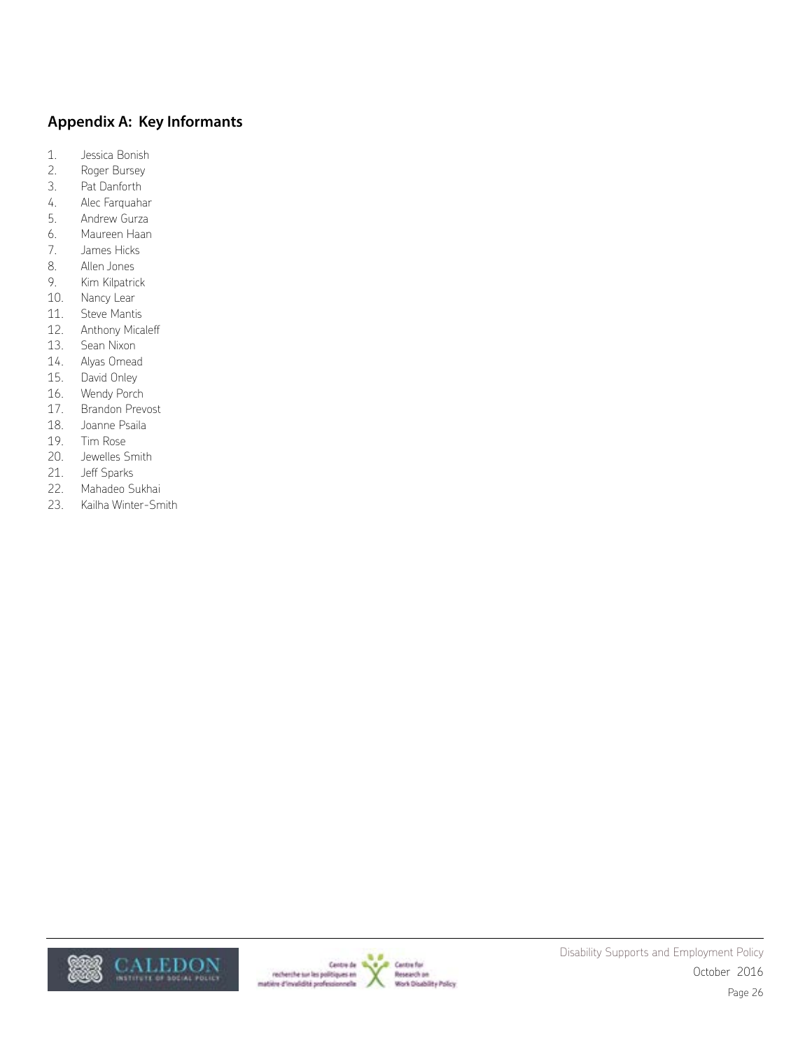## Appendix A: Key Informants

1. Jessica Bonish
2. Roger Bursey
3. Pat Danforth
4. Alec Farquahar
5. Andrew Gurza
6. Maureen Haan
7. James Hicks
8. Allen Jones
9. Kim Kilpatrick
10. Nancy Lear
11. Steve Mantis
12. Anthony Micaleff
13. Sean Nixon
14. Alyas Omead
15. David Onley
16. Wendy Porch
17. Brandon Prevost
18. Joanne Psaila
19. Tim Rose
20. Jewelles Smith
21. Jeff Sparks
22. Mahadeo Sukhai
23. Kailha Winter-Smith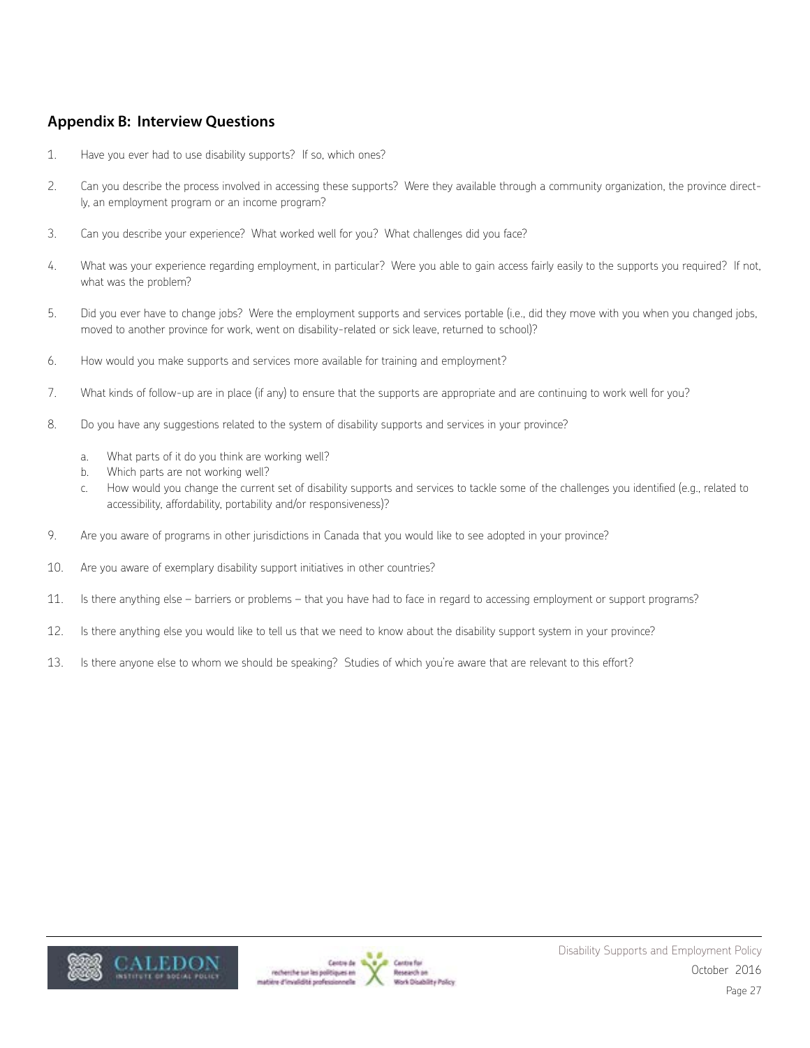## Appendix B: Interview Questions

1. Have you ever had to use disability supports? If so, which ones?

2. Can you describe the process involved in accessing these supports? Were they available through a community organization, the province directly, an employment program or an income program?

3. Can you describe your experience? What worked well for you? What challenges did you face?

4. What was your experience regarding employment, in particular? Were you able to gain access fairly easily to the supports you required? If not, what was the problem?

5. Did you ever have to change jobs? Were the employment supports and services portable (i.e., did they move with you when you changed jobs, moved to another province for work, went on disability-related or sick leave, returned to school)?

6. How would you make supports and services more available for training and employment?

7. What kinds of follow-up are in place (if any) to ensure that the supports are appropriate and are continuing to work well for you?

8. Do you have any suggestions related to the system of disability supports and services in your province?

   a. What parts of it do you think are working well?
   b. Which parts are not working well?
   c. How would you change the current set of disability supports and services to tackle some of the challenges you identified (e.g., related to accessibility, affordability, portability and/or responsiveness)?

9. Are you aware of programs in other jurisdictions in Canada that you would like to see adopted in your province?

10. Are you aware of exemplary disability support initiatives in other countries?

11. Is there anything else – barriers or problems – that you have had to face in regard to accessing employment or support programs?

12. Is there anything else you would like to tell us that we need to know about the disability support system in your province?

13. Is there anyone else to whom we should be speaking? Studies of which you're aware that are relevant to this effort?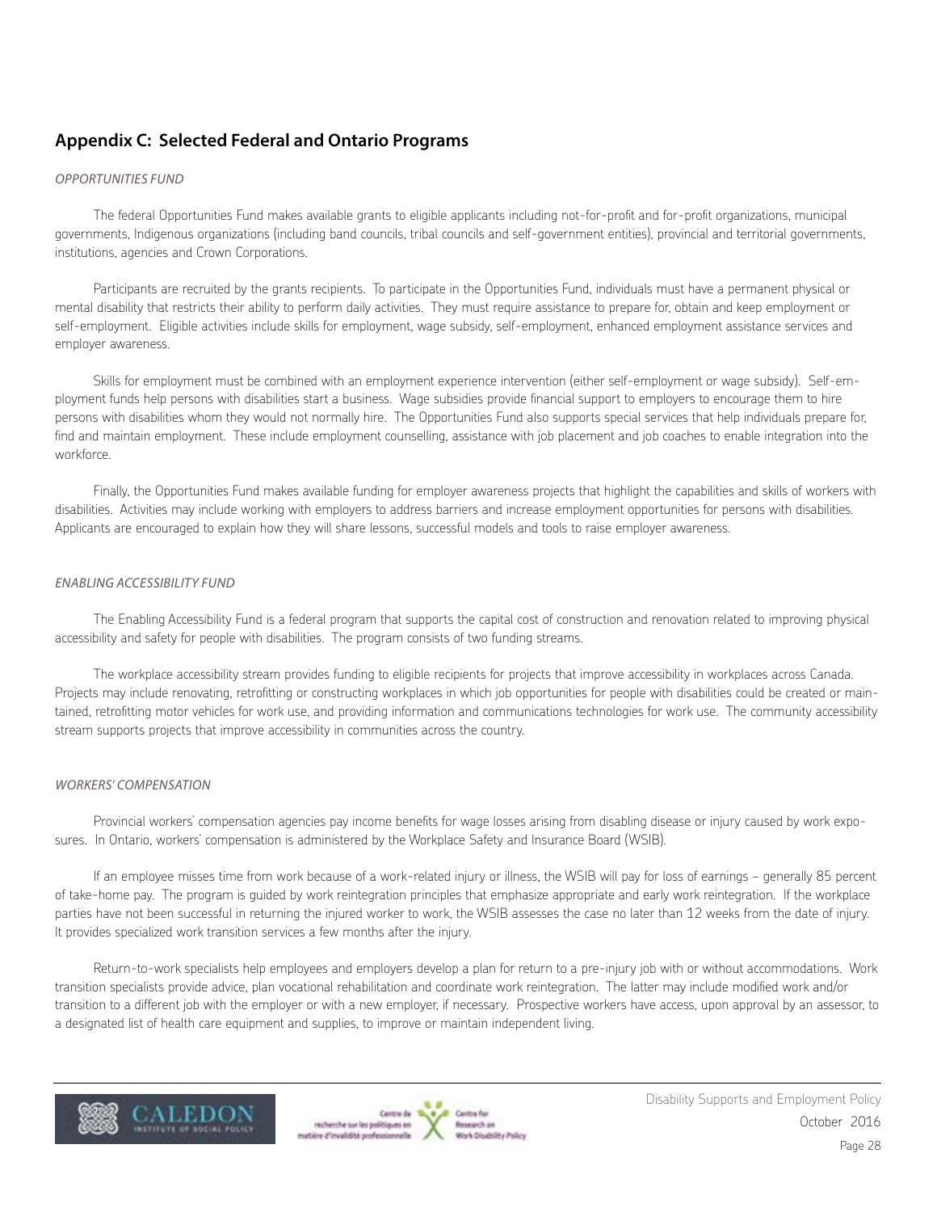## Appendix C: Selected Federal and Ontario Programs

*OPPORTUNITIES FUND*

The federal Opportunities Fund makes available grants to eligible applicants including not-for-profit and for-profit organizations, municipal governments, Indigenous organizations (including band councils, tribal councils and self-government entities), provincial and territorial governments, institutions, agencies and Crown Corporations.

Participants are recruited by the grants recipients. To participate in the Opportunities Fund, individuals must have a permanent physical or mental disability that restricts their ability to perform daily activities. They must require assistance to prepare for, obtain and keep employment or self-employment. Eligible activities include skills for employment, wage subsidy, self-employment, enhanced employment assistance services and employer awareness.

Skills for employment must be combined with an employment experience intervention (either self-employment or wage subsidy). Self-employment funds help persons with disabilities start a business. Wage subsidies provide financial support to employers to encourage them to hire persons with disabilities whom they would not normally hire. The Opportunities Fund also supports special services that help individuals prepare for, find and maintain employment. These include employment counselling, assistance with job placement and job coaches to enable integration into the workforce.

Finally, the Opportunities Fund makes available funding for employer awareness projects that highlight the capabilities and skills of workers with disabilities. Activities may include working with employers to address barriers and increase employment opportunities for persons with disabilities. Applicants are encouraged to explain how they will share lessons, successful models and tools to raise employer awareness.

*ENABLING ACCESSIBILITY FUND*

The Enabling Accessibility Fund is a federal program that supports the capital cost of construction and renovation related to improving physical accessibility and safety for people with disabilities. The program consists of two funding streams.

The workplace accessibility stream provides funding to eligible recipients for projects that improve accessibility in workplaces across Canada. Projects may include renovating, retrofitting or constructing workplaces in which job opportunities for people with disabilities could be created or maintained, retrofitting motor vehicles for work use, and providing information and communications technologies for work use. The community accessibility stream supports projects that improve accessibility in communities across the country.

*WORKERS' COMPENSATION*

Provincial workers' compensation agencies pay income benefits for wage losses arising from disabling disease or injury caused by work exposures. In Ontario, workers' compensation is administered by the Workplace Safety and Insurance Board (WSIB).

If an employee misses time from work because of a work-related injury or illness, the WSIB will pay for loss of earnings – generally 85 percent of take-home pay. The program is guided by work reintegration principles that emphasize appropriate and early work reintegration. If the workplace parties have not been successful in returning the injured worker to work, the WSIB assesses the case no later than 12 weeks from the date of injury. It provides specialized work transition services a few months after the injury.

Return-to-work specialists help employees and employers develop a plan for return to a pre-injury job with or without accommodations. Work transition specialists provide advice, plan vocational rehabilitation and coordinate work reintegration. The latter may include modified work and/or transition to a different job with the employer or with a new employer, if necessary. Prospective workers have access, upon approval by an assessor, to a designated list of health care equipment and supplies, to improve or maintain independent living.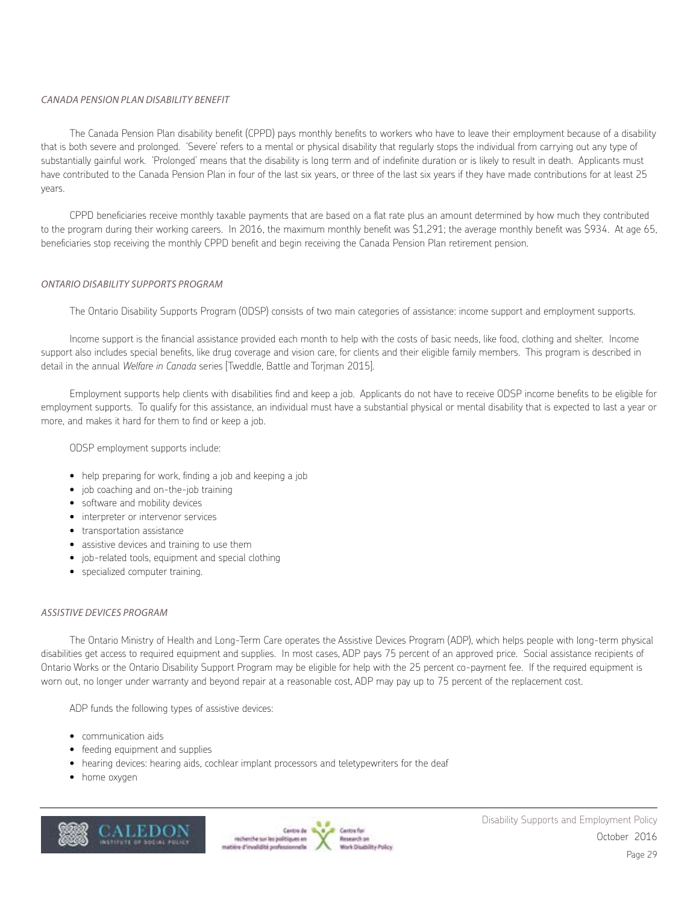### *CANADA PENSION PLAN DISABILITY BENEFIT*

The Canada Pension Plan disability benefit (CPPD) pays monthly benefits to workers who have to leave their employment because of a disability that is both severe and prolonged. 'Severe' refers to a mental or physical disability that regularly stops the individual from carrying out any type of substantially gainful work. 'Prolonged' means that the disability is long term and of indefinite duration or is likely to result in death. Applicants must have contributed to the Canada Pension Plan in four of the last six years, or three of the last six years if they have made contributions for at least 25 years.

CPPD beneficiaries receive monthly taxable payments that are based on a flat rate plus an amount determined by how much they contributed to the program during their working careers. In 2016, the maximum monthly benefit was $1,291; the average monthly benefit was $934. At age 65, beneficiaries stop receiving the monthly CPPD benefit and begin receiving the Canada Pension Plan retirement pension.

### *ONTARIO DISABILITY SUPPORTS PROGRAM*

The Ontario Disability Supports Program (ODSP) consists of two main categories of assistance: income support and employment supports.

Income support is the financial assistance provided each month to help with the costs of basic needs, like food, clothing and shelter. Income support also includes special benefits, like drug coverage and vision care, for clients and their eligible family members. This program is described in detail in the annual *Welfare in Canada* series [Tweddle, Battle and Torjman 2015].

Employment supports help clients with disabilities find and keep a job. Applicants do not have to receive ODSP income benefits to be eligible for employment supports. To qualify for this assistance, an individual must have a substantial physical or mental disability that is expected to last a year or more, and makes it hard for them to find or keep a job.

ODSP employment supports include:

- help preparing for work, finding a job and keeping a job
- job coaching and on-the-job training
- software and mobility devices
- interpreter or intervenor services
- transportation assistance
- assistive devices and training to use them
- job-related tools, equipment and special clothing
- specialized computer training.

### *ASSISTIVE DEVICES PROGRAM*

The Ontario Ministry of Health and Long-Term Care operates the Assistive Devices Program (ADP), which helps people with long-term physical disabilities get access to required equipment and supplies. In most cases, ADP pays 75 percent of an approved price. Social assistance recipients of Ontario Works or the Ontario Disability Support Program may be eligible for help with the 25 percent co-payment fee. If the required equipment is worn out, no longer under warranty and beyond repair at a reasonable cost, ADP may pay up to 75 percent of the replacement cost.

ADP funds the following types of assistive devices:

- communication aids
- feeding equipment and supplies
- hearing devices: hearing aids, cochlear implant processors and teletypewriters for the deaf
- home oxygen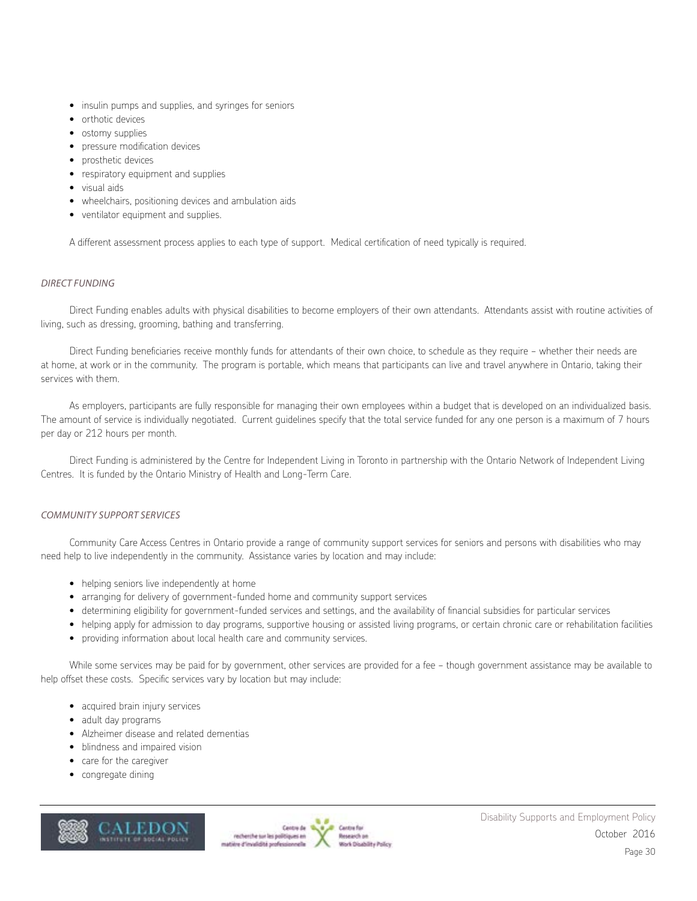- insulin pumps and supplies, and syringes for seniors
- orthotic devices
- ostomy supplies
- pressure modification devices
- prosthetic devices
- respiratory equipment and supplies
- visual aids
- wheelchairs, positioning devices and ambulation aids
- ventilator equipment and supplies.

A different assessment process applies to each type of support. Medical certification of need typically is required.

### *DIRECT FUNDING*

Direct Funding enables adults with physical disabilities to become employers of their own attendants. Attendants assist with routine activities of living, such as dressing, grooming, bathing and transferring.

Direct Funding beneficiaries receive monthly funds for attendants of their own choice, to schedule as they require – whether their needs are at home, at work or in the community. The program is portable, which means that participants can live and travel anywhere in Ontario, taking their services with them.

As employers, participants are fully responsible for managing their own employees within a budget that is developed on an individualized basis. The amount of service is individually negotiated. Current guidelines specify that the total service funded for any one person is a maximum of 7 hours per day or 212 hours per month.

Direct Funding is administered by the Centre for Independent Living in Toronto in partnership with the Ontario Network of Independent Living Centres. It is funded by the Ontario Ministry of Health and Long-Term Care.

### *COMMUNITY SUPPORT SERVICES*

Community Care Access Centres in Ontario provide a range of community support services for seniors and persons with disabilities who may need help to live independently in the community. Assistance varies by location and may include:

- helping seniors live independently at home
- arranging for delivery of government-funded home and community support services
- determining eligibility for government-funded services and settings, and the availability of financial subsidies for particular services
- helping apply for admission to day programs, supportive housing or assisted living programs, or certain chronic care or rehabilitation facilities
- providing information about local health care and community services.

While some services may be paid for by government, other services are provided for a fee – though government assistance may be available to help offset these costs. Specific services vary by location but may include:

- acquired brain injury services
- adult day programs
- Alzheimer disease and related dementias
- blindness and impaired vision
- care for the caregiver
- congregate dining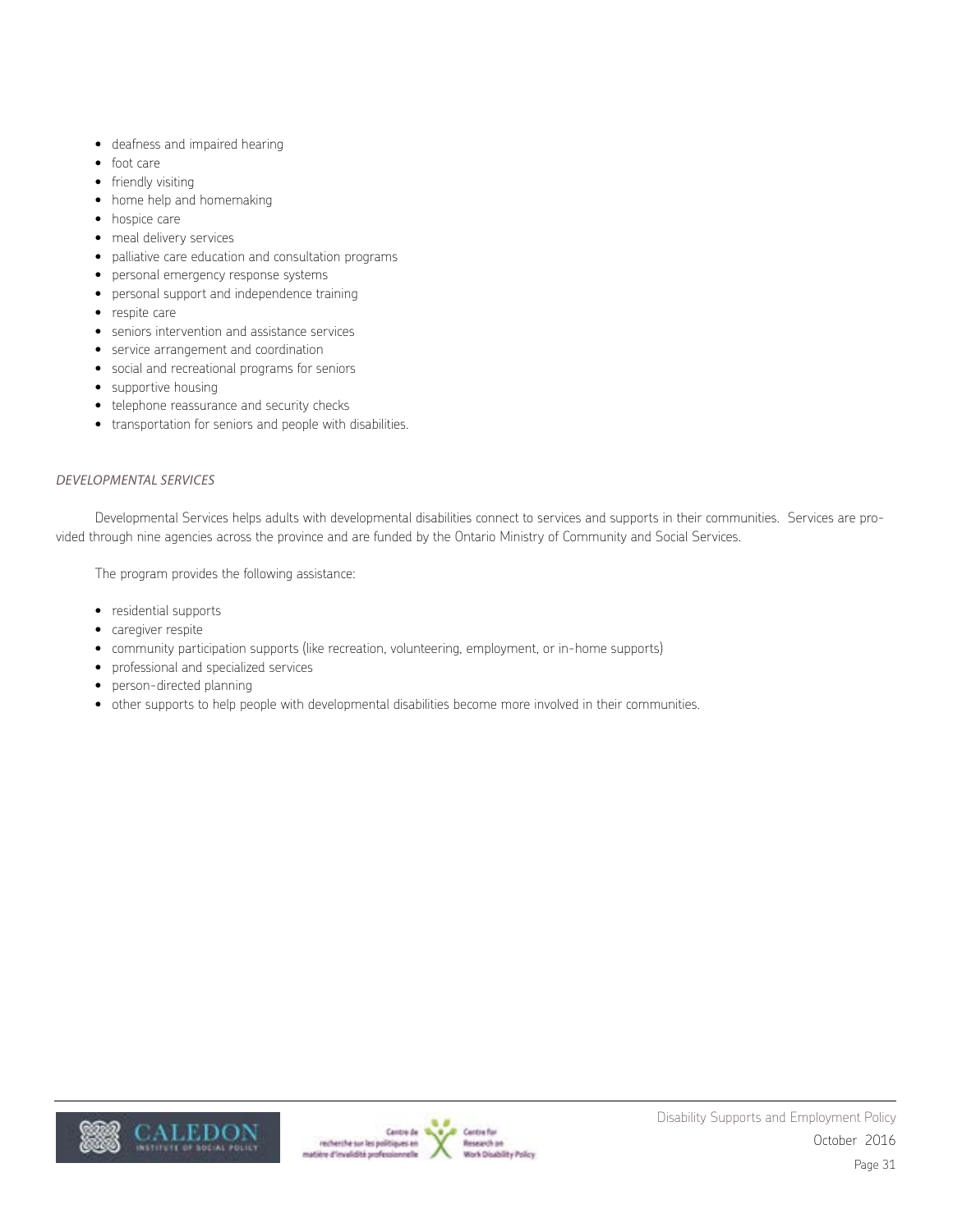- deafness and impaired hearing
- foot care
- friendly visiting
- home help and homemaking
- hospice care
- meal delivery services
- palliative care education and consultation programs
- personal emergency response systems
- personal support and independence training
- respite care
- seniors intervention and assistance services
- service arrangement and coordination
- social and recreational programs for seniors
- supportive housing
- telephone reassurance and security checks
- transportation for seniors and people with disabilities.

### *DEVELOPMENTAL SERVICES*

Developmental Services helps adults with developmental disabilities connect to services and supports in their communities. Services are provided through nine agencies across the province and are funded by the Ontario Ministry of Community and Social Services.

The program provides the following assistance:

- residential supports
- caregiver respite
- community participation supports (like recreation, volunteering, employment, or in-home supports)
- professional and specialized services
- person-directed planning
- other supports to help people with developmental disabilities become more involved in their communities.